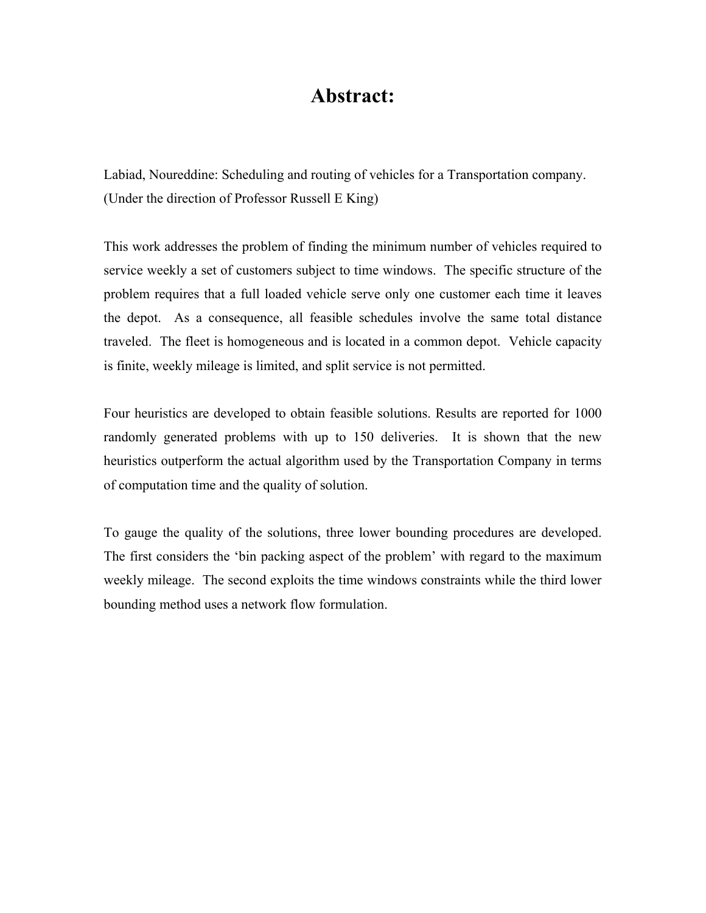# Abstract:

Labiad, Noureddine: Scheduling and routing of vehicles for a Transportation company. (Under the direction of Professor Russell E King)

This work addresses the problem of finding the minimum number of vehicles required to service weekly a set of customers subject to time windows. The specific structure of the problem requires that a full loaded vehicle serve only one customer each time it leaves the depot. As a consequence, all feasible schedules involve the same total distance traveled. The fleet is homogeneous and is located in a common depot. Vehicle capacity is finite, weekly mileage is limited, and split service is not permitted.

Four heuristics are developed to obtain feasible solutions. Results are reported for 1000 randomly generated problems with up to 150 deliveries. It is shown that the new heuristics outperform the actual algorithm used by the Transportation Company in terms of computation time and the quality of solution.

To gauge the quality of the solutions, three lower bounding procedures are developed. The first considers the 'bin packing aspect of the problem' with regard to the maximum weekly mileage. The second exploits the time windows constraints while the third lower bounding method uses a network flow formulation.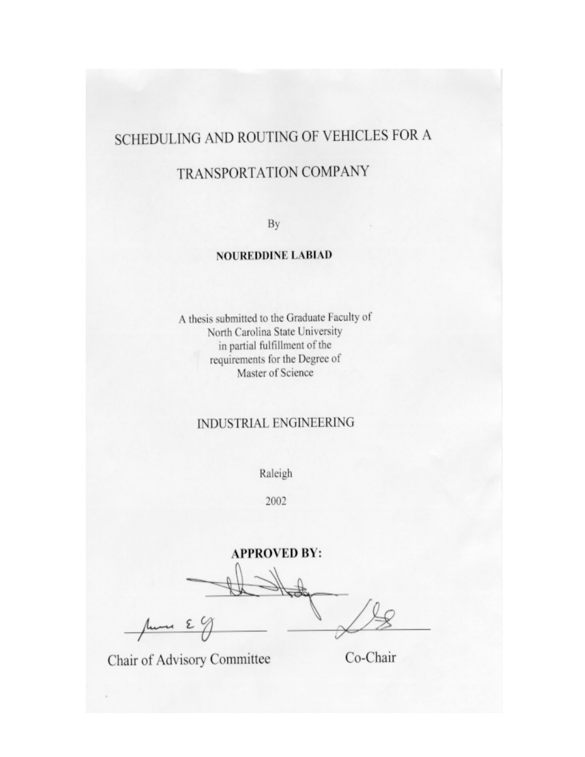# SCHEDULING AND ROUTING OF VEHICLES FOR A TRANSPORTATION COMPANY

By

**NOUREDDINE LABIAD**

A thesis submitted to the Graduate Faculty of
North Carolina State University
in partial fulfillment of the
requirements for the Degree of
Master of Science

INDUSTRIAL ENGINEERING

Raleigh

2002

**APPROVED BY:**

Chair of Advisory Committee

Co-Chair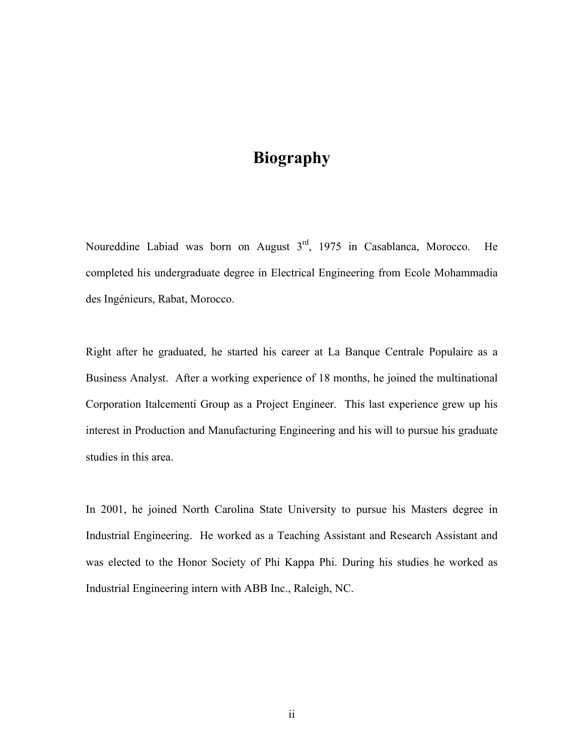# Biography

Noureddine Labiad was born on August 3rd, 1975 in Casablanca, Morocco. He completed his undergraduate degree in Electrical Engineering from Ecole Mohammadia des Ingénieurs, Rabat, Morocco.

Right after he graduated, he started his career at La Banque Centrale Populaire as a Business Analyst. After a working experience of 18 months, he joined the multinational Corporation Italcementi Group as a Project Engineer. This last experience grew up his interest in Production and Manufacturing Engineering and his will to pursue his graduate studies in this area.

In 2001, he joined North Carolina State University to pursue his Masters degree in Industrial Engineering. He worked as a Teaching Assistant and Research Assistant and was elected to the Honor Society of Phi Kappa Phi. During his studies he worked as Industrial Engineering intern with ABB Inc., Raleigh, NC.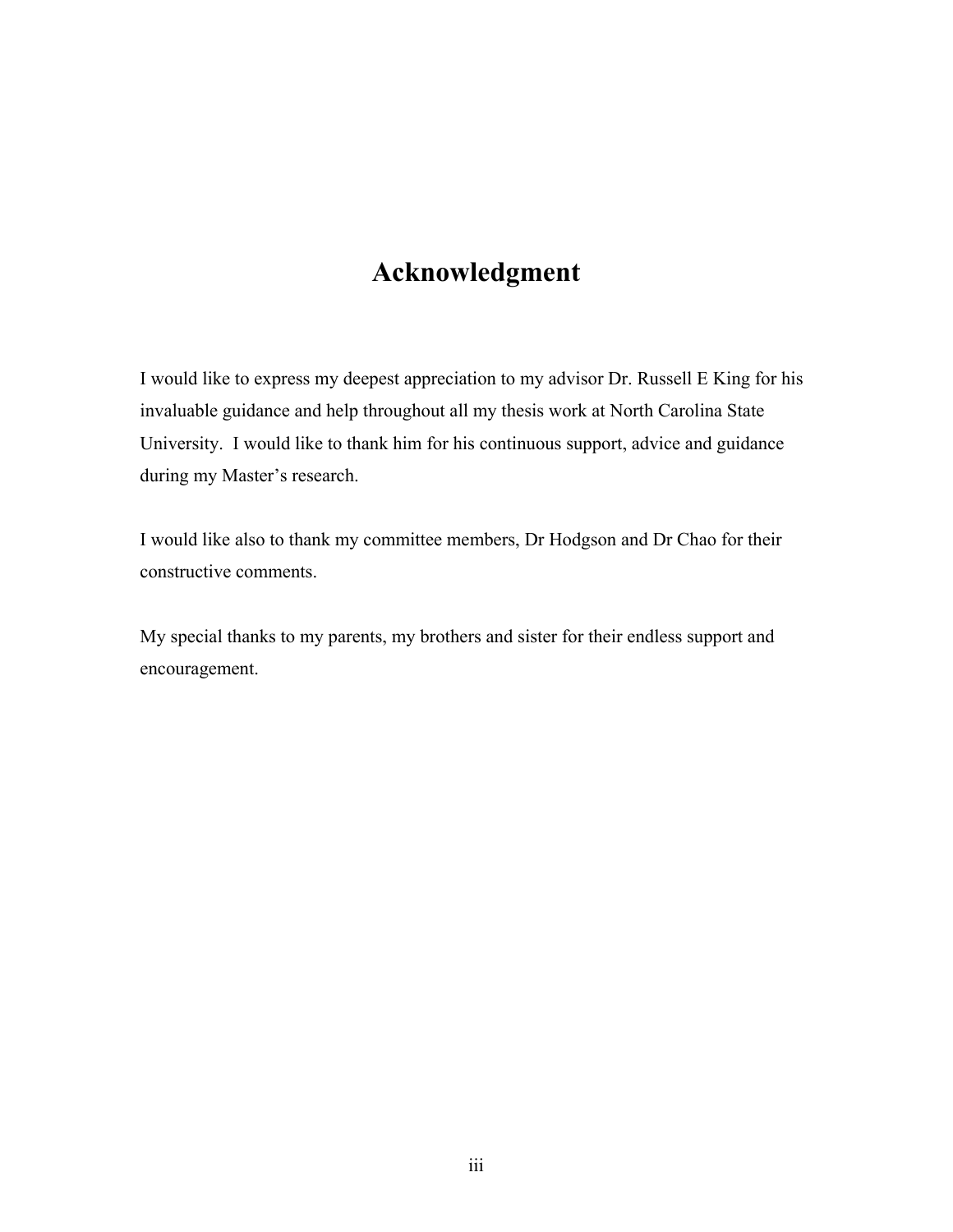# Acknowledgment

I would like to express my deepest appreciation to my advisor Dr. Russell E King for his invaluable guidance and help throughout all my thesis work at North Carolina State University. I would like to thank him for his continuous support, advice and guidance during my Master's research.

I would like also to thank my committee members, Dr Hodgson and Dr Chao for their constructive comments.

My special thanks to my parents, my brothers and sister for their endless support and encouragement.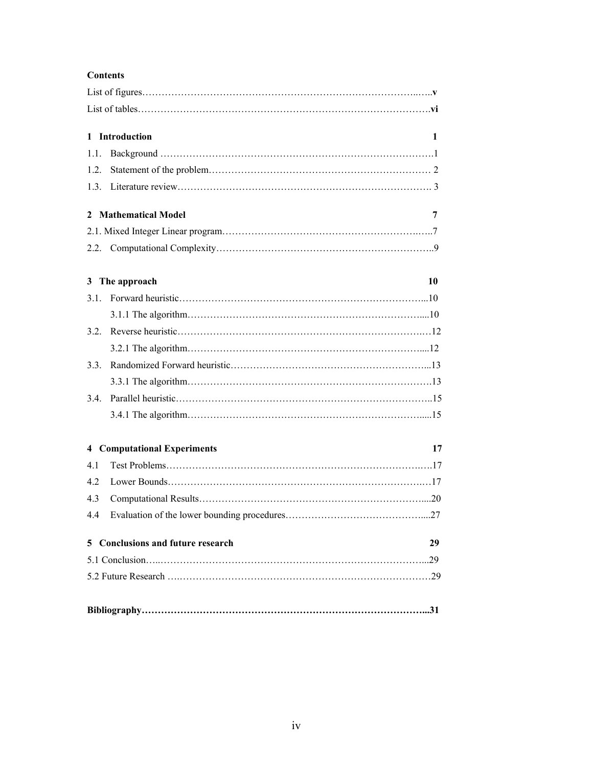**Contents**

List of figures……………………………………………………………………………..…..**v**

List of tables……………………………………………………………………………….**vi**

**1 Introduction** **1**

1.1. Background ……………………………………………………………………………1

1.2. Statement of the problem…………………………………………………………… 2

1.3. Literature review……………………………………………………………………. 3

**2 Mathematical Model** **7**

2.1. Mixed Integer Linear program……………………………………………………..…..7

2.2. Computational Complexity…………………………………………………………..9

**3 The approach** **10**

3.1. Forward heuristic……………………………………………………………………...10

3.1.1 The algorithm………………………………………………………………….....10

3.2. Reverse heuristic…………………………………………………………………….…12

3.2.1 The algorithm……………………………………………………………….....12

3.3. Randomized Forward heuristic……………………………………………………...13

3.3.1 The algorithm…………………………………………………………………….13

3.4. Parallel heuristic……………………………………………………………………..15

3.4.1 The algorithm………………………………………………………………….....15

**4 Computational Experiments** **17**

4.1 Test Problems……………………………………………………………………….…17

4.2 Lower Bounds……………………………………………………………………….…17

4.3 Computational Results……………………………………………………………....20

4.4 Evaluation of the lower bounding procedures……………………………………....27

**5 Conclusions and future research** **29**

5.1 Conclusion…..……………………………………………………………………...29

5.2 Future Research ….…………………………………………………………………29

**Bibliography……………………………………………………………………………...31**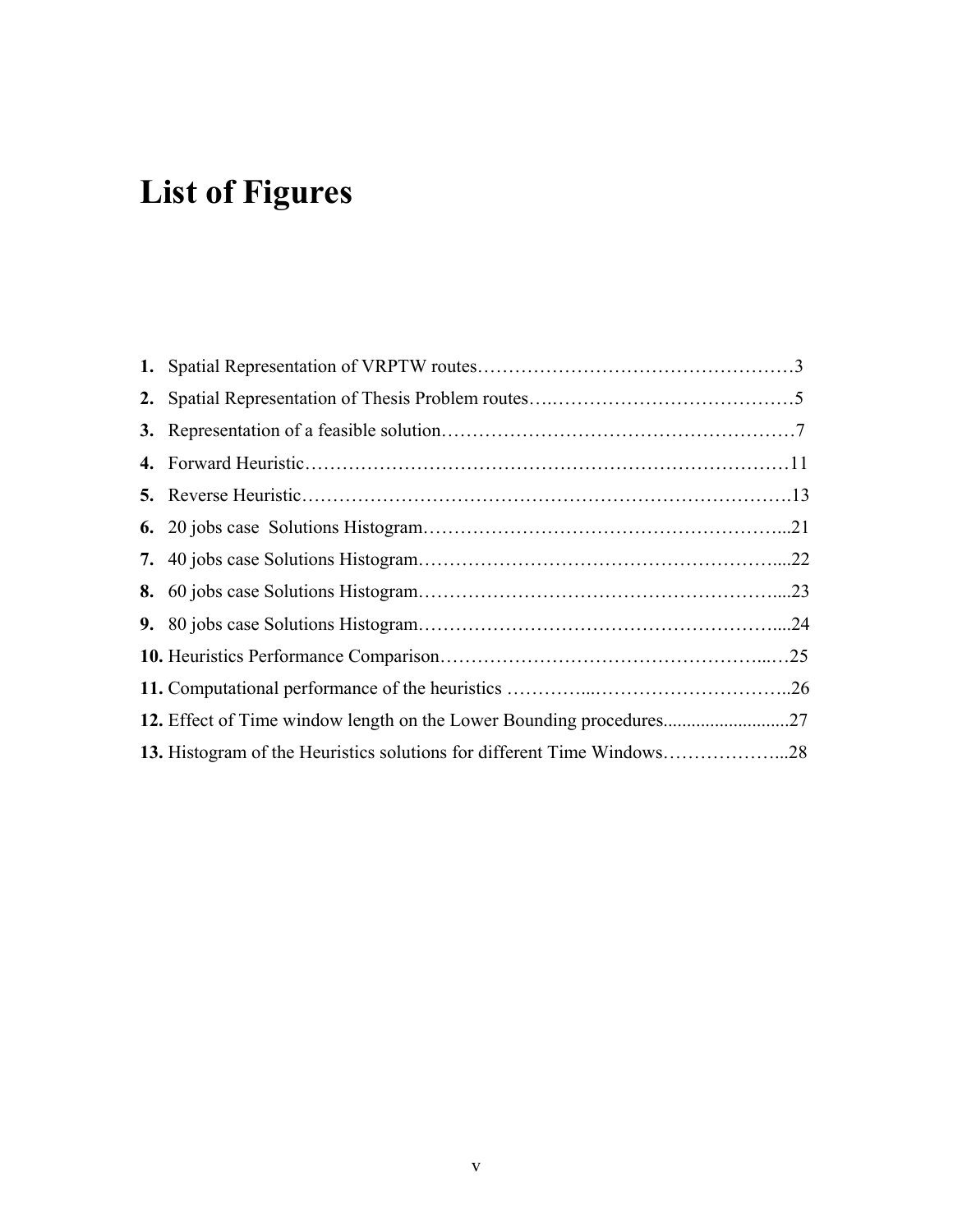# List of Figures

**1.** Spatial Representation of VRPTW routes……………………………………………3

**2.** Spatial Representation of Thesis Problem routes….…………………………………5

**3.** Representation of a feasible solution…………………………………………………7

**4.** Forward Heuristic……………………………………………………………………11

**5.** Reverse Heuristic…………………………………………………………………….13

**6.** 20 jobs case Solutions Histogram…………………………………………………...21

**7.** 40 jobs case Solutions Histogram…………………………………………………....22

**8.** 60 jobs case Solutions Histogram…………………………………………………....23

**9.** 80 jobs case Solutions Histogram…………………………………………………....24

**10.** Heuristics Performance Comparison………………………………………….....…25

**11.** Computational performance of the heuristics …………...…………………………..26

**12.** Effect of Time window length on the Lower Bounding procedures..........................27

**13.** Histogram of the Heuristics solutions for different Time Windows………………...28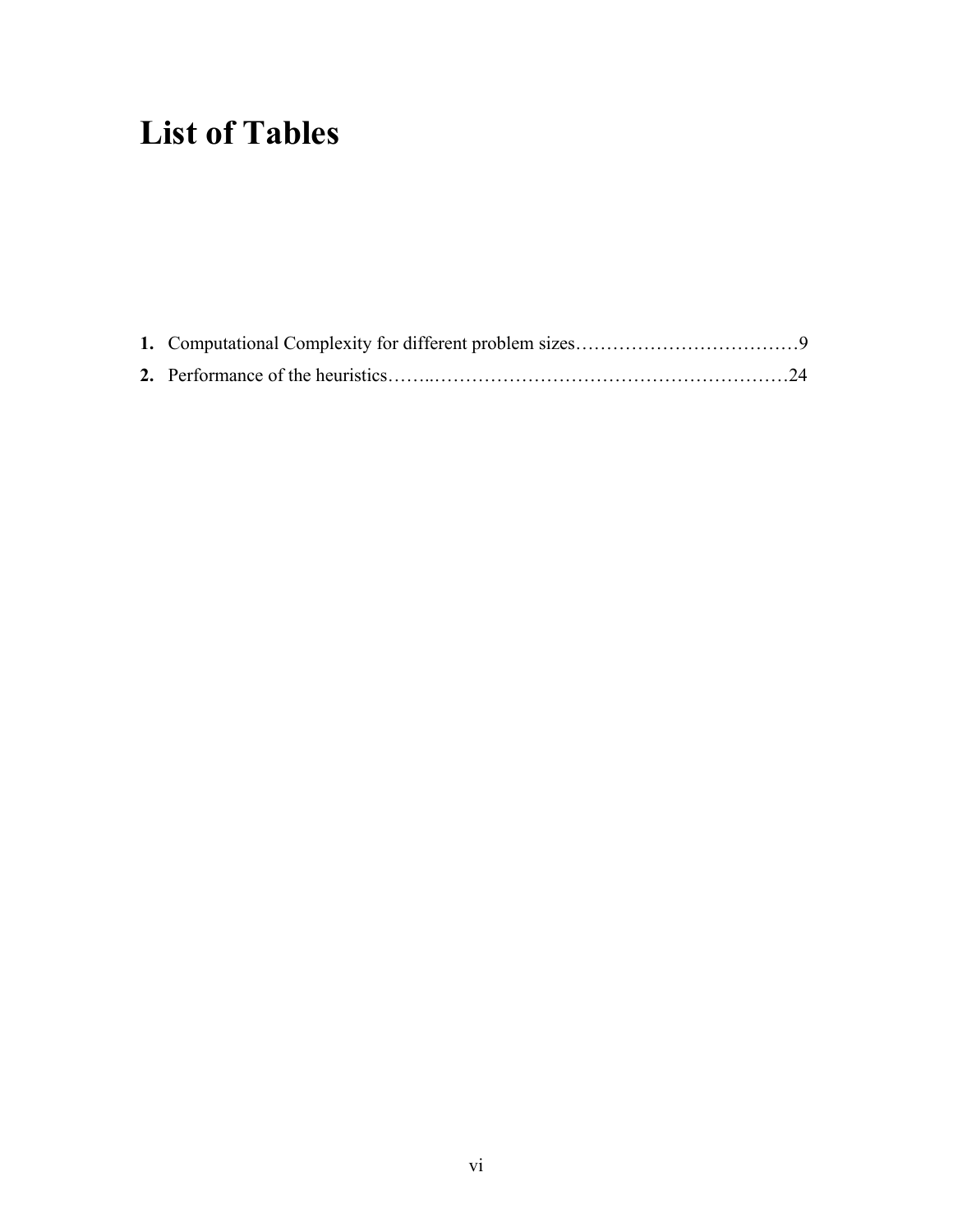# List of Tables

**1.** Computational Complexity for different problem sizes………………………………9

**2.** Performance of the heuristics……..…………………………………………………24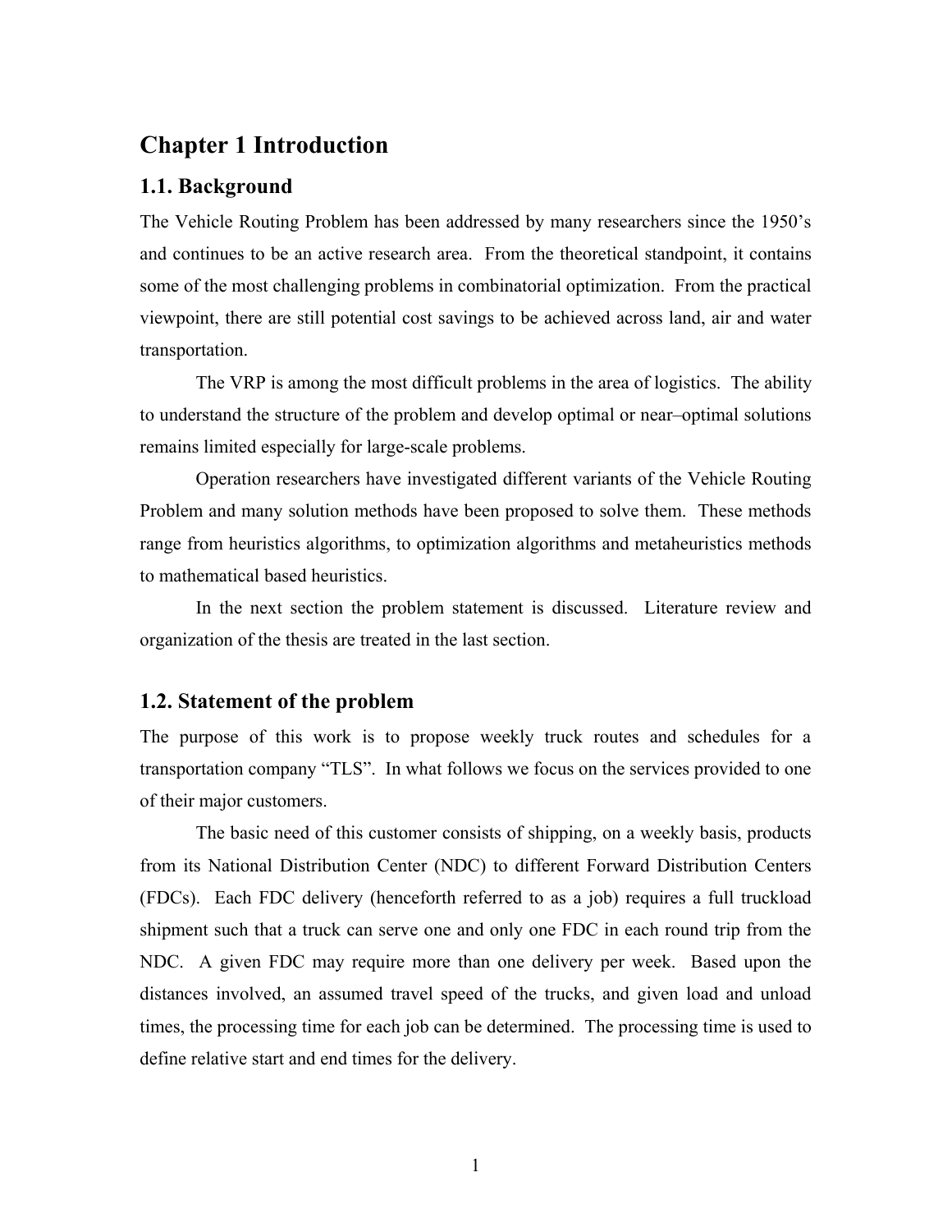# Chapter 1 Introduction

## 1.1. Background

The Vehicle Routing Problem has been addressed by many researchers since the 1950's and continues to be an active research area. From the theoretical standpoint, it contains some of the most challenging problems in combinatorial optimization. From the practical viewpoint, there are still potential cost savings to be achieved across land, air and water transportation.

The VRP is among the most difficult problems in the area of logistics. The ability to understand the structure of the problem and develop optimal or near–optimal solutions remains limited especially for large-scale problems.

Operation researchers have investigated different variants of the Vehicle Routing Problem and many solution methods have been proposed to solve them. These methods range from heuristics algorithms, to optimization algorithms and metaheuristics methods to mathematical based heuristics.

In the next section the problem statement is discussed. Literature review and organization of the thesis are treated in the last section.

## 1.2. Statement of the problem

The purpose of this work is to propose weekly truck routes and schedules for a transportation company "TLS". In what follows we focus on the services provided to one of their major customers.

The basic need of this customer consists of shipping, on a weekly basis, products from its National Distribution Center (NDC) to different Forward Distribution Centers (FDCs). Each FDC delivery (henceforth referred to as a job) requires a full truckload shipment such that a truck can serve one and only one FDC in each round trip from the NDC. A given FDC may require more than one delivery per week. Based upon the distances involved, an assumed travel speed of the trucks, and given load and unload times, the processing time for each job can be determined. The processing time is used to define relative start and end times for the delivery.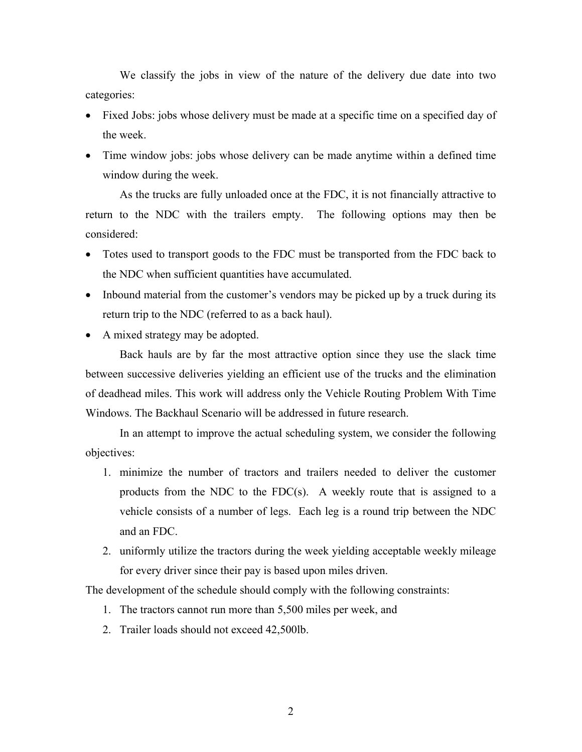We classify the jobs in view of the nature of the delivery due date into two categories:

- Fixed Jobs: jobs whose delivery must be made at a specific time on a specified day of the week.
- Time window jobs: jobs whose delivery can be made anytime within a defined time window during the week.

As the trucks are fully unloaded once at the FDC, it is not financially attractive to return to the NDC with the trailers empty. The following options may then be considered:

- Totes used to transport goods to the FDC must be transported from the FDC back to the NDC when sufficient quantities have accumulated.
- Inbound material from the customer's vendors may be picked up by a truck during its return trip to the NDC (referred to as a back haul).
- A mixed strategy may be adopted.

Back hauls are by far the most attractive option since they use the slack time between successive deliveries yielding an efficient use of the trucks and the elimination of deadhead miles. This work will address only the Vehicle Routing Problem With Time Windows. The Backhaul Scenario will be addressed in future research.

In an attempt to improve the actual scheduling system, we consider the following objectives:

1. minimize the number of tractors and trailers needed to deliver the customer products from the NDC to the FDC(s). A weekly route that is assigned to a vehicle consists of a number of legs. Each leg is a round trip between the NDC and an FDC.
2. uniformly utilize the tractors during the week yielding acceptable weekly mileage for every driver since their pay is based upon miles driven.

The development of the schedule should comply with the following constraints:

1. The tractors cannot run more than 5,500 miles per week, and
2. Trailer loads should not exceed 42,500lb.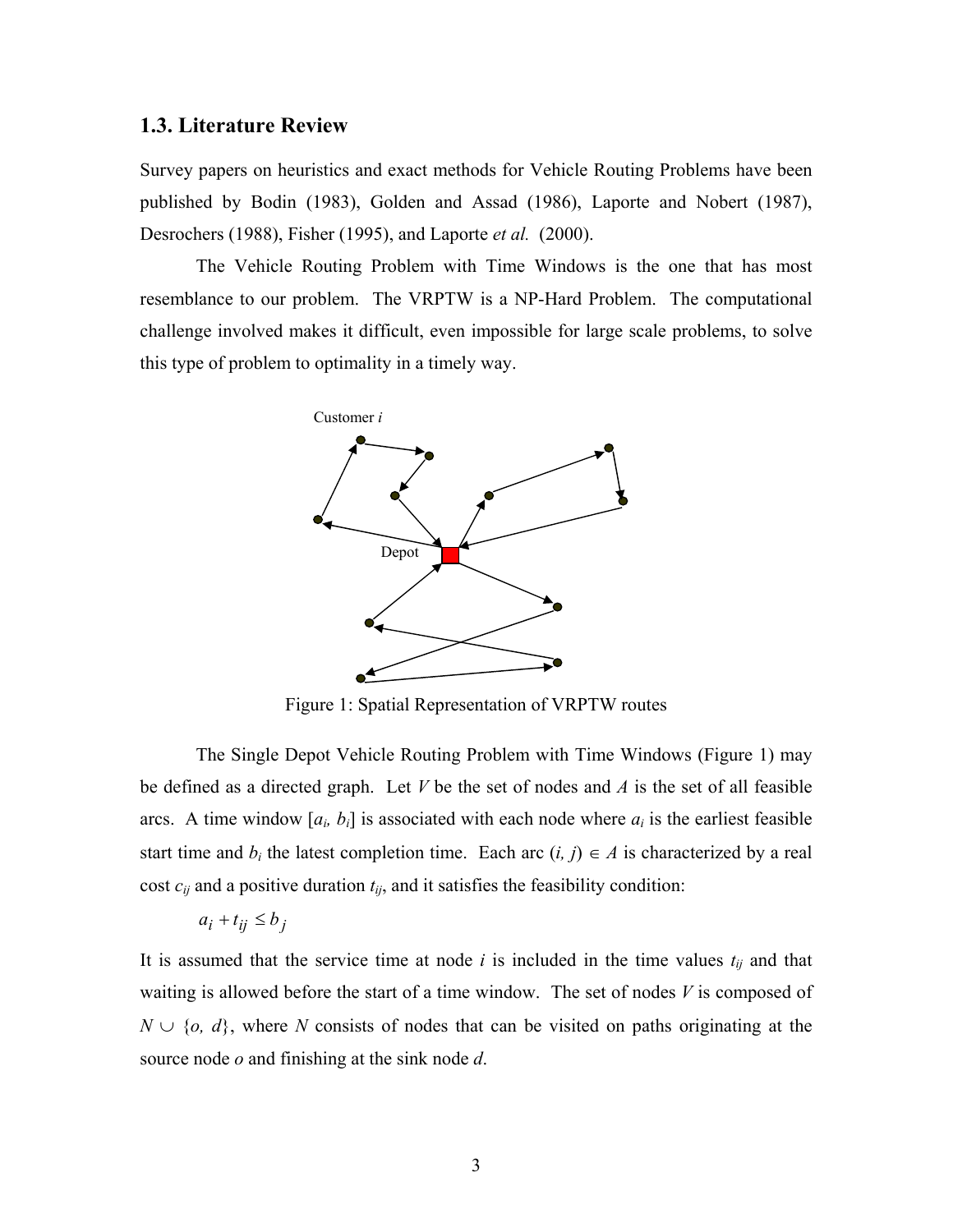## 1.3. Literature Review

Survey papers on heuristics and exact methods for Vehicle Routing Problems have been published by Bodin (1983), Golden and Assad (1986), Laporte and Nobert (1987), Desrochers (1988), Fisher (1995), and Laporte *et al.* (2000).

The Vehicle Routing Problem with Time Windows is the one that has most resemblance to our problem. The VRPTW is a NP-Hard Problem. The computational challenge involved makes it difficult, even impossible for large scale problems, to solve this type of problem to optimality in a timely way.

Figure 1: Spatial Representation of VRPTW routes

The Single Depot Vehicle Routing Problem with Time Windows (Figure 1) may be defined as a directed graph. Let $V$ be the set of nodes and $A$ is the set of all feasible arcs. A time window $[a_i, b_i]$ is associated with each node where $a_i$ is the earliest feasible start time and $b_i$ the latest completion time. Each arc $(i, j) \in A$ is characterized by a real cost $c_{ij}$ and a positive duration $t_{ij}$, and it satisfies the feasibility condition:

$$a_i + t_{ij} \leq b_j$$

It is assumed that the service time at node $i$ is included in the time values $t_{ij}$ and that waiting is allowed before the start of a time window. The set of nodes $V$ is composed of $N \cup \{o, d\}$, where $N$ consists of nodes that can be visited on paths originating at the source node $o$ and finishing at the sink node $d$.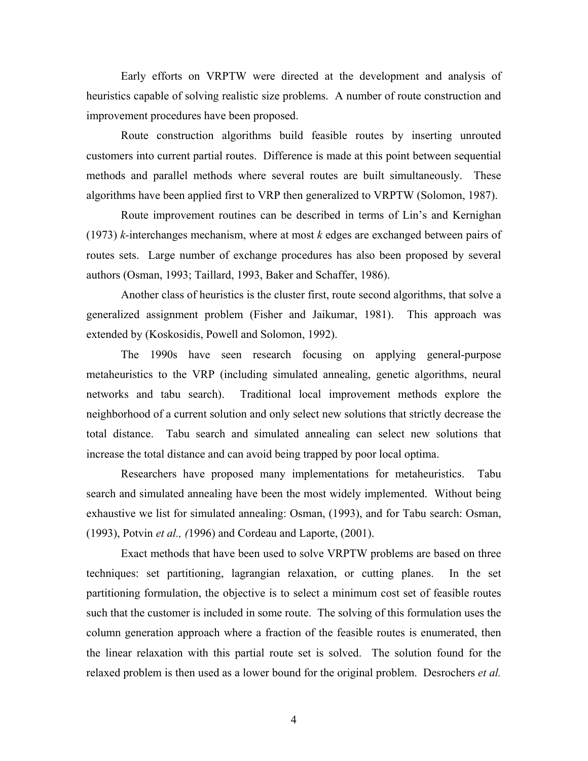Early efforts on VRPTW were directed at the development and analysis of heuristics capable of solving realistic size problems. A number of route construction and improvement procedures have been proposed.

Route construction algorithms build feasible routes by inserting unrouted customers into current partial routes. Difference is made at this point between sequential methods and parallel methods where several routes are built simultaneously. These algorithms have been applied first to VRP then generalized to VRPTW (Solomon, 1987).

Route improvement routines can be described in terms of Lin's and Kernighan (1973) *k*-interchanges mechanism, where at most *k* edges are exchanged between pairs of routes sets. Large number of exchange procedures has also been proposed by several authors (Osman, 1993; Taillard, 1993, Baker and Schaffer, 1986).

Another class of heuristics is the cluster first, route second algorithms, that solve a generalized assignment problem (Fisher and Jaikumar, 1981). This approach was extended by (Koskosidis, Powell and Solomon, 1992).

The 1990s have seen research focusing on applying general-purpose metaheuristics to the VRP (including simulated annealing, genetic algorithms, neural networks and tabu search). Traditional local improvement methods explore the neighborhood of a current solution and only select new solutions that strictly decrease the total distance. Tabu search and simulated annealing can select new solutions that increase the total distance and can avoid being trapped by poor local optima.

Researchers have proposed many implementations for metaheuristics. Tabu search and simulated annealing have been the most widely implemented. Without being exhaustive we list for simulated annealing: Osman, (1993), and for Tabu search: Osman, (1993), Potvin *et al., (*1996) and Cordeau and Laporte, (2001).

Exact methods that have been used to solve VRPTW problems are based on three techniques: set partitioning, lagrangian relaxation, or cutting planes. In the set partitioning formulation, the objective is to select a minimum cost set of feasible routes such that the customer is included in some route. The solving of this formulation uses the column generation approach where a fraction of the feasible routes is enumerated, then the linear relaxation with this partial route set is solved. The solution found for the relaxed problem is then used as a lower bound for the original problem. Desrochers *et al.*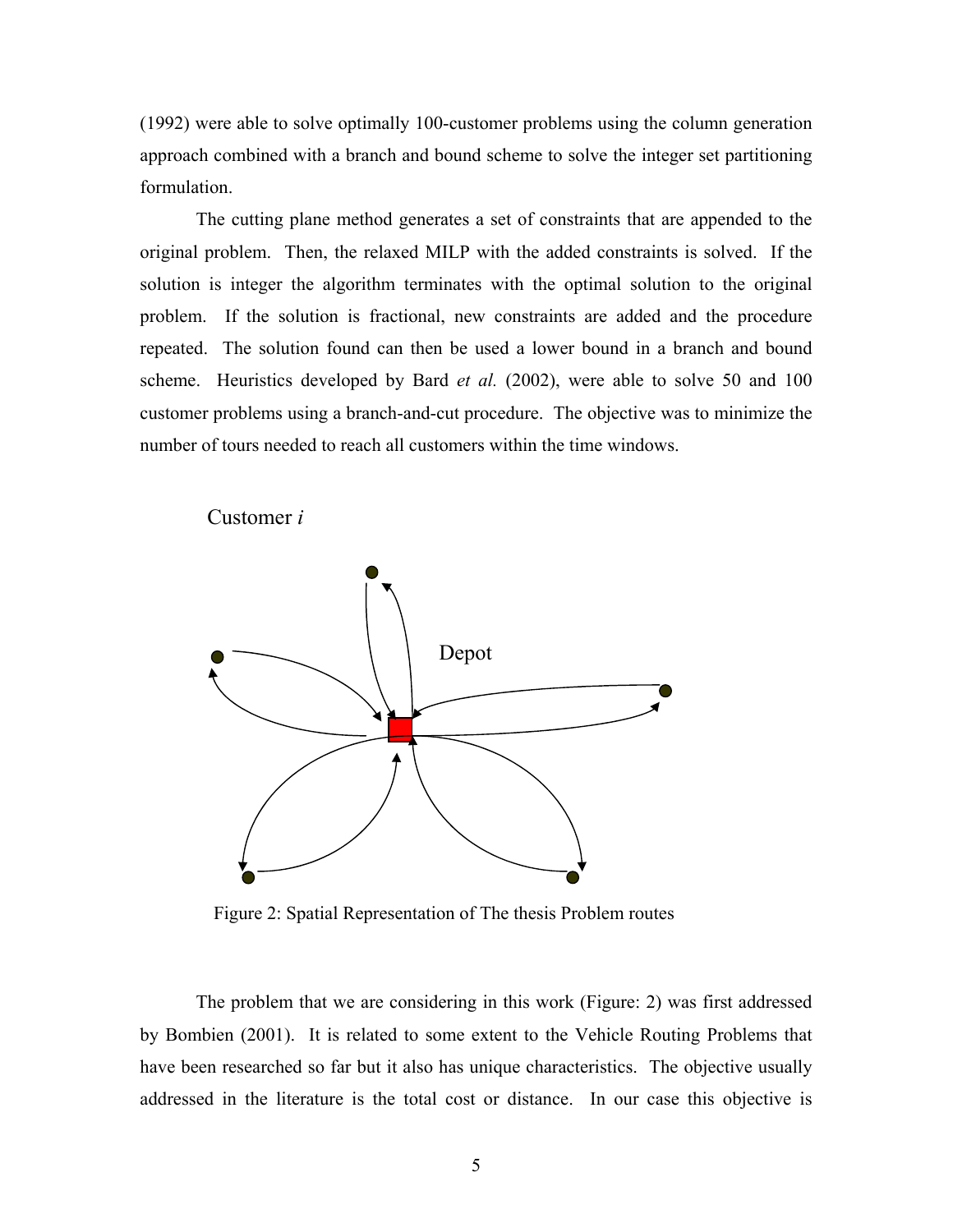(1992) were able to solve optimally 100-customer problems using the column generation approach combined with a branch and bound scheme to solve the integer set partitioning formulation.

The cutting plane method generates a set of constraints that are appended to the original problem. Then, the relaxed MILP with the added constraints is solved. If the solution is integer the algorithm terminates with the optimal solution to the original problem. If the solution is fractional, new constraints are added and the procedure repeated. The solution found can then be used a lower bound in a branch and bound scheme. Heuristics developed by Bard *et al.* (2002), were able to solve 50 and 100 customer problems using a branch-and-cut procedure. The objective was to minimize the number of tours needed to reach all customers within the time windows.

Customer *i*

Depot

Figure 2: Spatial Representation of The thesis Problem routes

The problem that we are considering in this work (Figure: 2) was first addressed by Bombien (2001). It is related to some extent to the Vehicle Routing Problems that have been researched so far but it also has unique characteristics. The objective usually addressed in the literature is the total cost or distance. In our case this objective is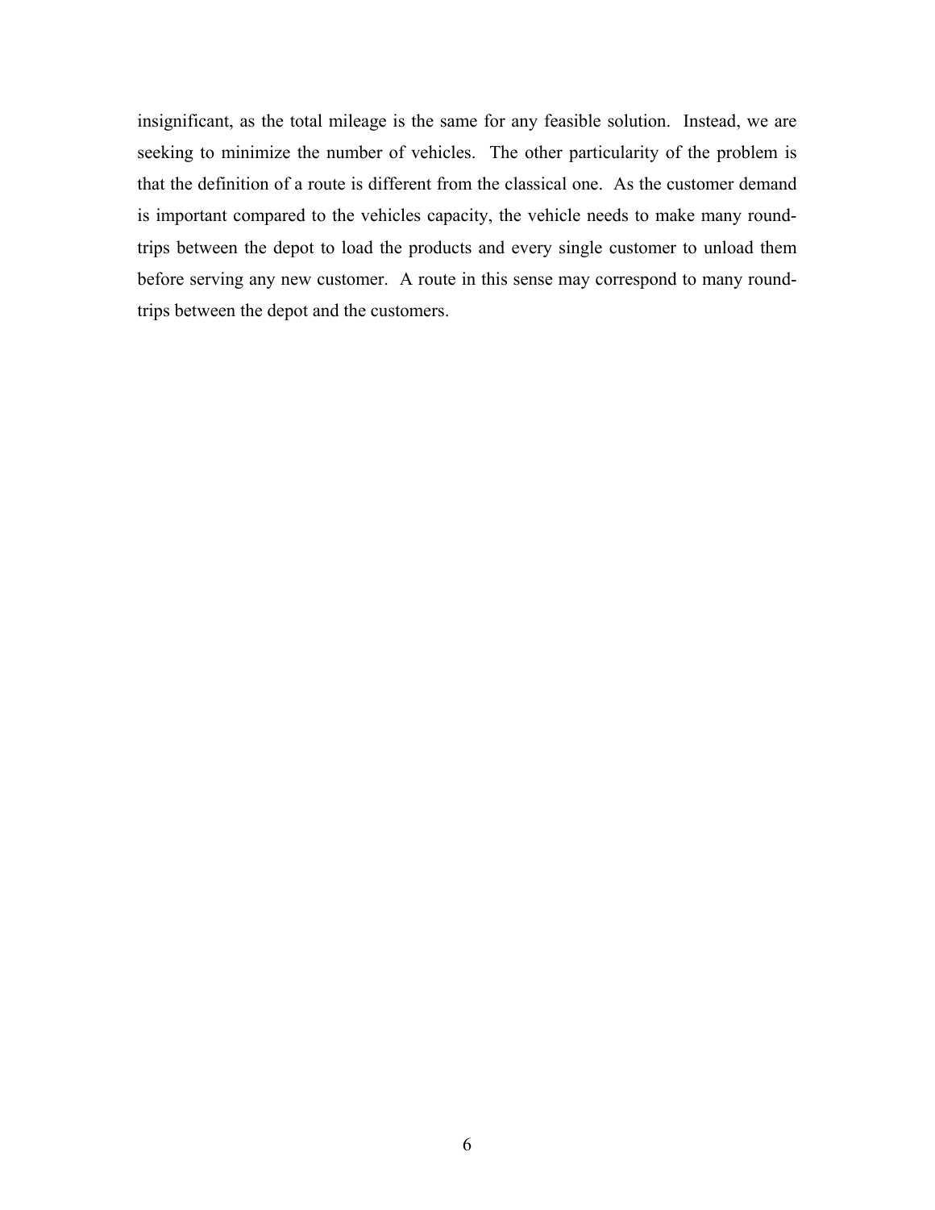insignificant, as the total mileage is the same for any feasible solution. Instead, we are seeking to minimize the number of vehicles. The other particularity of the problem is that the definition of a route is different from the classical one. As the customer demand is important compared to the vehicles capacity, the vehicle needs to make many round-trips between the depot to load the products and every single customer to unload them before serving any new customer. A route in this sense may correspond to many round-trips between the depot and the customers.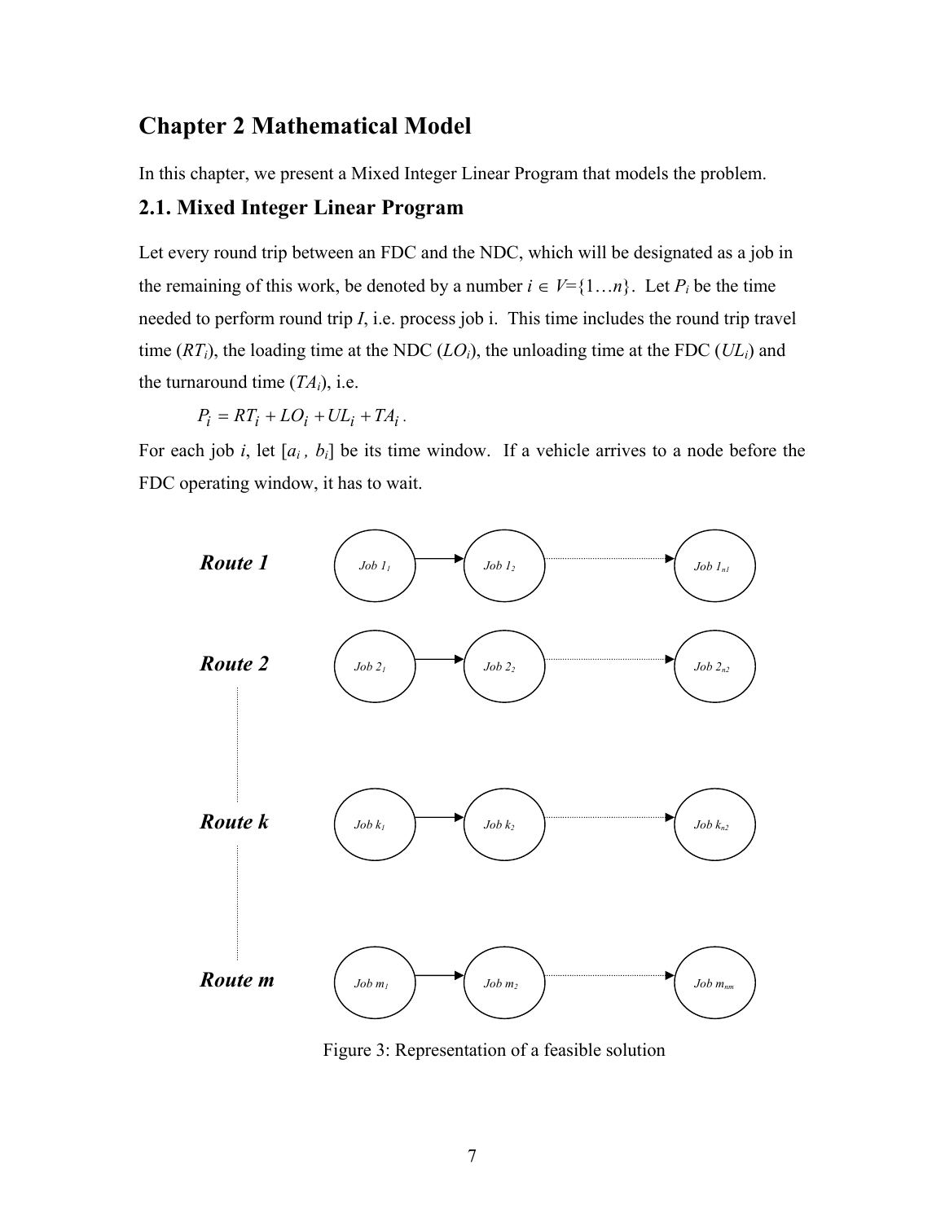# Chapter 2 Mathematical Model

In this chapter, we present a Mixed Integer Linear Program that models the problem.

## 2.1. Mixed Integer Linear Program

Let every round trip between an FDC and the NDC, which will be designated as a job in the remaining of this work, be denoted by a number $i \in V=\{1 \ldots n\}$. Let $P_i$ be the time needed to perform round trip $I$, i.e. process job i. This time includes the round trip travel time ($RT_i$), the loading time at the NDC ($LO_i$), the unloading time at the FDC ($UL_i$) and the turnaround time ($TA_i$), i.e.

$$P_i = RT_i + LO_i + UL_i + TA_i \, .$$

For each job $i$, let $[a_i \, , \, b_i]$ be its time window. If a vehicle arrives to a node before the FDC operating window, it has to wait.

Figure 3: Representation of a feasible solution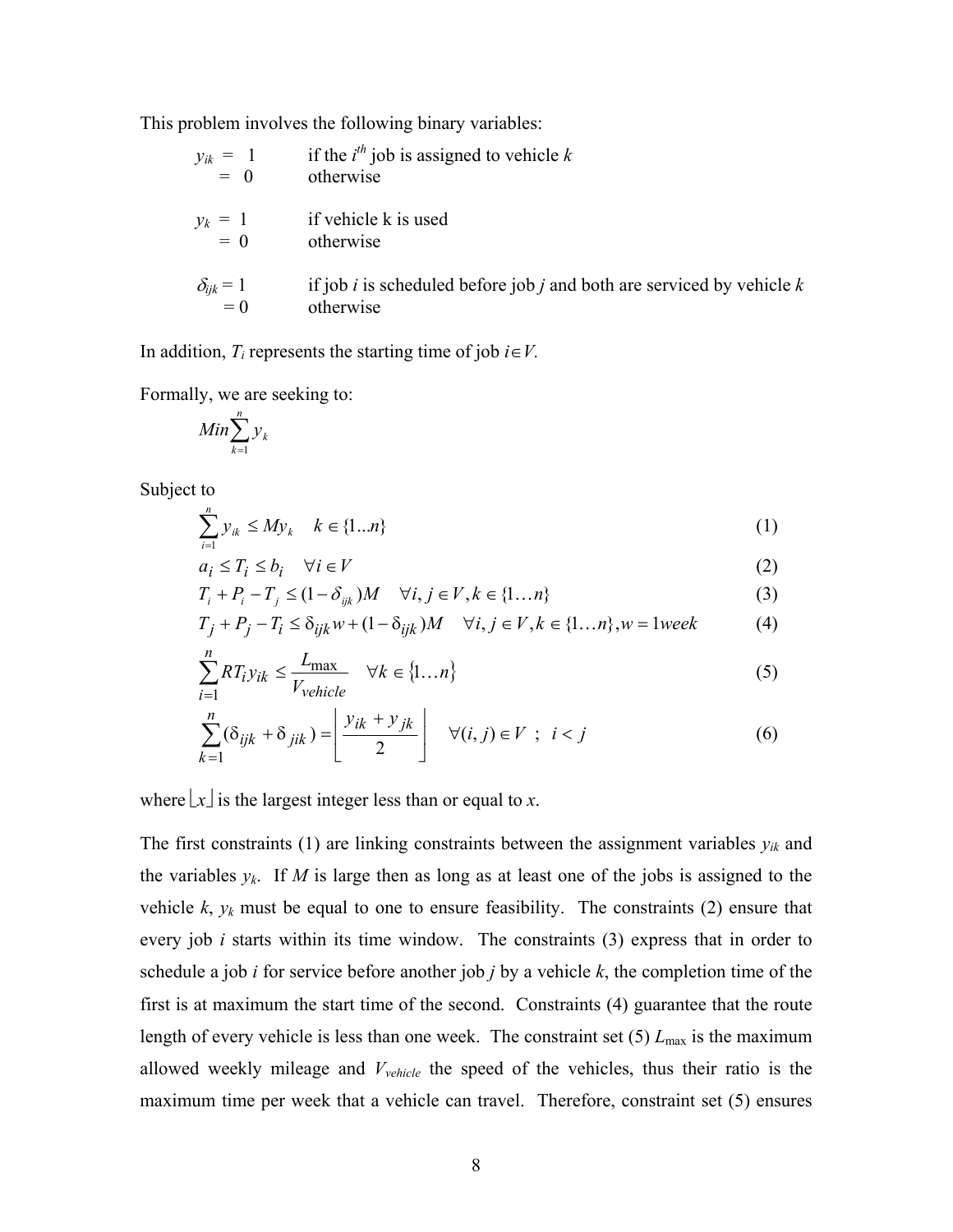This problem involves the following binary variables:

$y_{ik}$ = 1 if the $i^{th}$ job is assigned to vehicle $k$
= 0 otherwise

$y_k$ = 1 if vehicle k is used
= 0 otherwise

$\delta_{ijk}$ = 1 if job $i$ is scheduled before job $j$ and both are serviced by vehicle $k$
= 0 otherwise

In addition, $T_i$ represents the starting time of job $i \in V$.

Formally, we are seeking to:

$$Min \sum_{k=1}^{n} y_k$$

Subject to

$$\sum_{i=1}^{n} y_{ik} \leq M y_k \quad k \in \{1...n\} \tag{1}$$

$$a_i \leq T_i \leq b_i \quad \forall i \in V \tag{2}$$

$$T_i + P_i - T_j \leq (1 - \delta_{ijk})M \quad \forall i, j \in V, k \in \{1 \ldots n\} \tag{3}$$

$$T_j + P_j - T_i \leq \delta_{ijk} w + (1 - \delta_{ijk})M \quad \forall i, j \in V, k \in \{1 \ldots n\}, w = 1week \tag{4}$$

$$\sum_{i=1}^{n} RT_i y_{ik} \leq \frac{L_{\max}}{V_{vehicle}} \quad \forall k \in \{1 \ldots n\} \tag{5}$$

$$\sum_{k=1}^{n} (\delta_{ijk} + \delta_{jik}) = \left\lfloor \frac{y_{ik} + y_{jk}}{2} \right\rfloor \quad \forall (i, j) \in V \ ; \ i < j \tag{6}$$

where $\lfloor x \rfloor$ is the largest integer less than or equal to $x$.

The first constraints (1) are linking constraints between the assignment variables $y_{ik}$ and the variables $y_k$. If $M$ is large then as long as at least one of the jobs is assigned to the vehicle $k$, $y_k$ must be equal to one to ensure feasibility. The constraints (2) ensure that every job $i$ starts within its time window. The constraints (3) express that in order to schedule a job $i$ for service before another job $j$ by a vehicle $k$, the completion time of the first is at maximum the start time of the second. Constraints (4) guarantee that the route length of every vehicle is less than one week. The constraint set (5) $L_{\max}$ is the maximum allowed weekly mileage and $V_{vehicle}$ the speed of the vehicles, thus their ratio is the maximum time per week that a vehicle can travel. Therefore, constraint set (5) ensures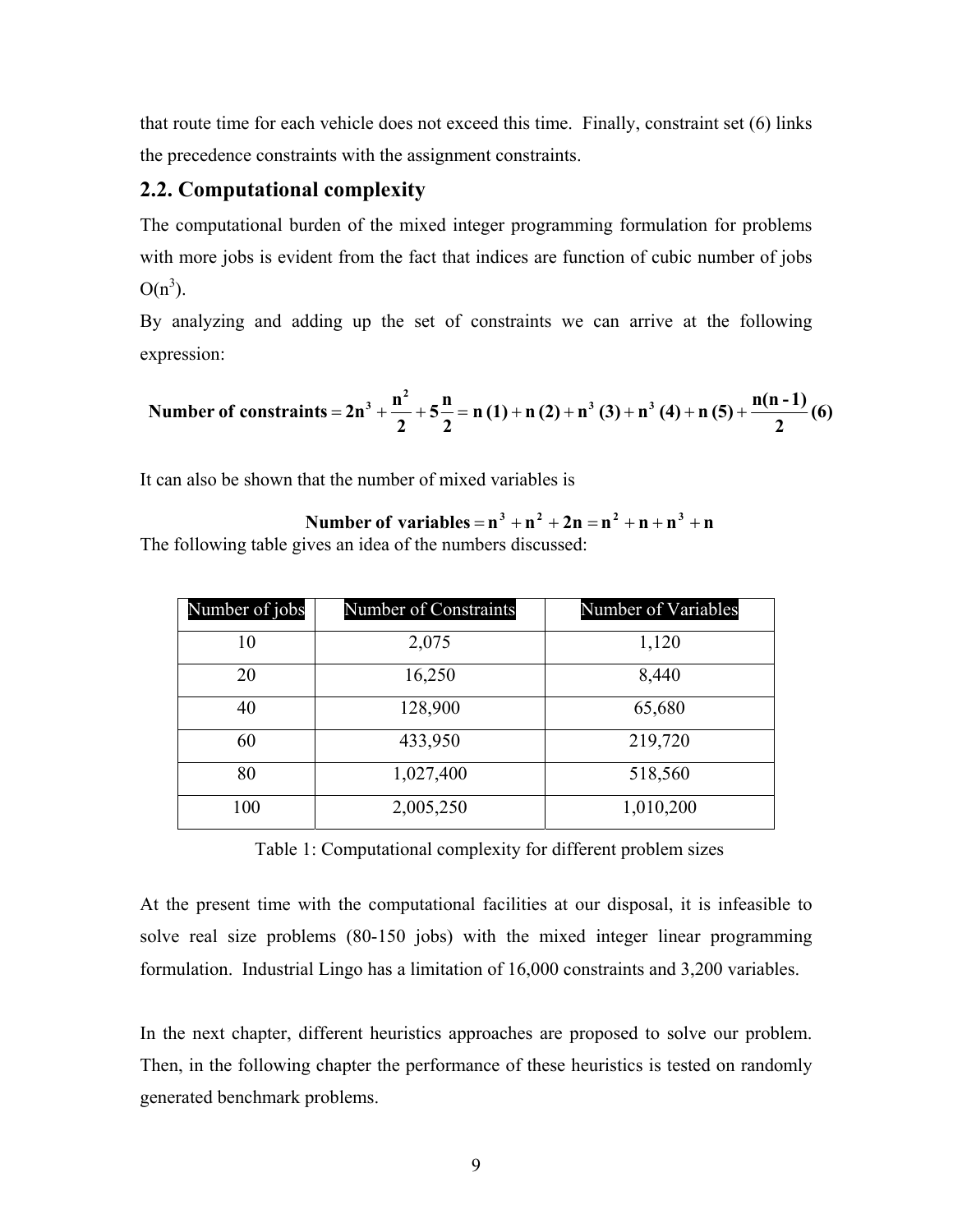that route time for each vehicle does not exceed this time. Finally, constraint set (6) links the precedence constraints with the assignment constraints.

## 2.2. Computational complexity

The computational burden of the mixed integer programming formulation for problems with more jobs is evident from the fact that indices are function of cubic number of jobs $O(n^3)$.

By analyzing and adding up the set of constraints we can arrive at the following expression:

$$\textbf{Number of constraints} = 2n^3 + \frac{n^2}{2} + 5\frac{n}{2} = n\,(1) + n\,(2) + n^3\,(3) + n^3\,(4) + n\,(5) + \frac{n(n-1)}{2}\,(6)$$

It can also be shown that the number of mixed variables is

$$\textbf{Number of variables} = n^3 + n^2 + 2n = n^2 + n + n^3 + n$$

The following table gives an idea of the numbers discussed:

| Number of jobs | Number of Constraints | Number of Variables |
|---|---|---|
| 10 | 2,075 | 1,120 |
| 20 | 16,250 | 8,440 |
| 40 | 128,900 | 65,680 |
| 60 | 433,950 | 219,720 |
| 80 | 1,027,400 | 518,560 |
| 100 | 2,005,250 | 1,010,200 |

Table 1: Computational complexity for different problem sizes

At the present time with the computational facilities at our disposal, it is infeasible to solve real size problems (80-150 jobs) with the mixed integer linear programming formulation. Industrial Lingo has a limitation of 16,000 constraints and 3,200 variables.

In the next chapter, different heuristics approaches are proposed to solve our problem. Then, in the following chapter the performance of these heuristics is tested on randomly generated benchmark problems.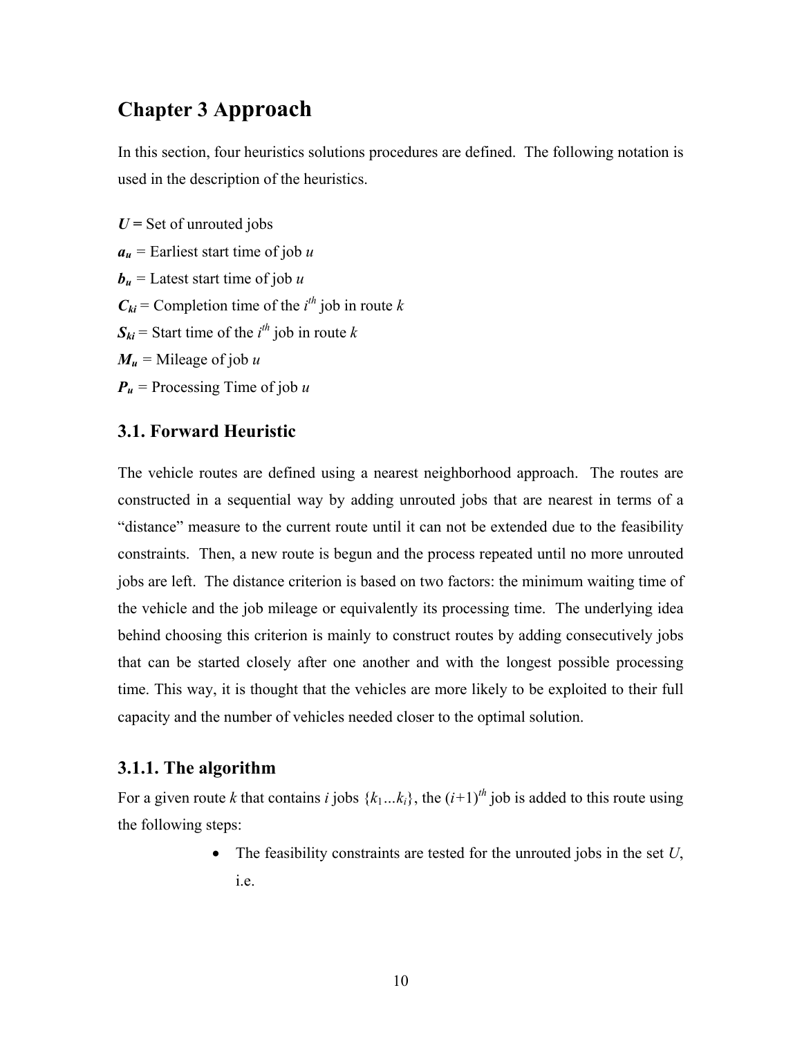# Chapter 3 Approach

In this section, four heuristics solutions procedures are defined. The following notation is used in the description of the heuristics.

***U*** = Set of unrouted jobs

$a_u$ = Earliest start time of job $u$

$b_u$ = Latest start time of job $u$

$C_{ki}$ = Completion time of the $i^{th}$ job in route $k$

$S_{ki}$ = Start time of the $i^{th}$ job in route $k$

$M_u$ = Mileage of job $u$

$P_u$ = Processing Time of job $u$

## 3.1. Forward Heuristic

The vehicle routes are defined using a nearest neighborhood approach. The routes are constructed in a sequential way by adding unrouted jobs that are nearest in terms of a "distance" measure to the current route until it can not be extended due to the feasibility constraints. Then, a new route is begun and the process repeated until no more unrouted jobs are left. The distance criterion is based on two factors: the minimum waiting time of the vehicle and the job mileage or equivalently its processing time. The underlying idea behind choosing this criterion is mainly to construct routes by adding consecutively jobs that can be started closely after one another and with the longest possible processing time. This way, it is thought that the vehicles are more likely to be exploited to their full capacity and the number of vehicles needed closer to the optimal solution.

### 3.1.1. The algorithm

For a given route $k$ that contains $i$ jobs $\{k_1 ... k_i\}$, the $(i+1)^{th}$ job is added to this route using the following steps:

- The feasibility constraints are tested for the unrouted jobs in the set $U$, i.e.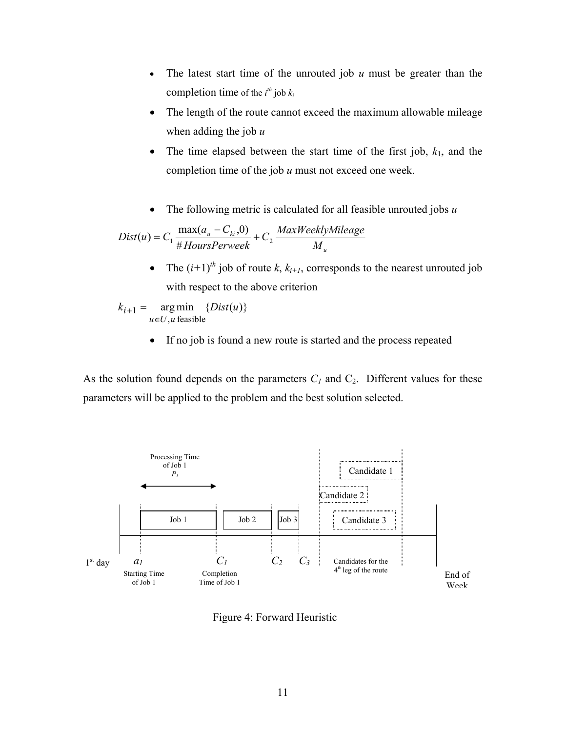- The latest start time of the unrouted job $u$ must be greater than the completion time of the $i^{th}$ job $k_i$
- The length of the route cannot exceed the maximum allowable mileage when adding the job $u$
- The time elapsed between the start time of the first job, $k_1$, and the completion time of the job $u$ must not exceed one week.

- The following metric is calculated for all feasible unrouted jobs $u$

$$Dist(u) = C_1 \frac{\max(a_u - C_{ki}, 0)}{\#HoursPerweek} + C_2 \frac{MaxWeeklyMileage}{M_u}$$

- The $(i+1)^{th}$ job of route $k$, $k_{i+1}$, corresponds to the nearest unrouted job with respect to the above criterion

$$k_{i+1} = \underset{u \in U, u \text{ feasible}}{\arg\min} \{Dist(u)\}$$

- If no job is found a new route is started and the process repeated

As the solution found depends on the parameters $C_1$ and $C_2$. Different values for these parameters will be applied to the problem and the best solution selected.

Processing Time of Job 1 $P_1$

Job 1 | Job 2 | Job 3 | Candidate 1 | Candidate 2 | Candidate 3

1st day | $a_1$ Starting Time of Job 1 | $C_1$ Completion Time of Job 1 | $C_2$ | $C_3$ | Candidates for the 4th leg of the route | End of Week

Figure 4: Forward Heuristic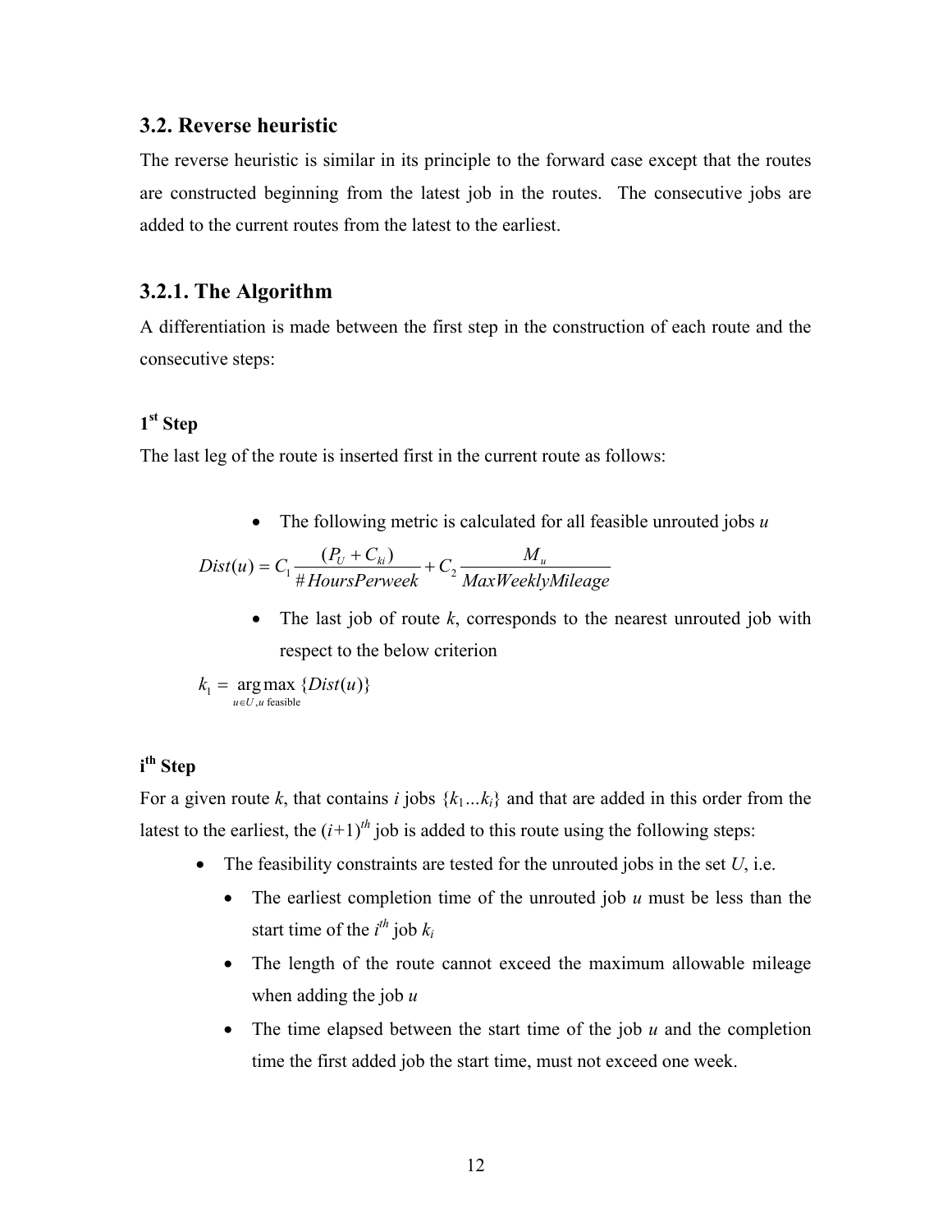## 3.2. Reverse heuristic

The reverse heuristic is similar in its principle to the forward case except that the routes are constructed beginning from the latest job in the routes. The consecutive jobs are added to the current routes from the latest to the earliest.

### 3.2.1. The Algorithm

A differentiation is made between the first step in the construction of each route and the consecutive steps:

#### 1st Step

The last leg of the route is inserted first in the current route as follows:

- The following metric is calculated for all feasible unrouted jobs *u*

$$Dist(u) = C_1 \frac{(P_U + C_{ki})}{\# HoursPerweek} + C_2 \frac{M_u}{MaxWeeklyMileage}$$

- The last job of route *k*, corresponds to the nearest unrouted job with respect to the below criterion

$$k_1 = \underset{u \in U, u \text{ feasible}}{\arg\max} \{Dist(u)\}$$

#### ith Step

For a given route *k*, that contains *i* jobs $\{k_1 ... k_i\}$ and that are added in this order from the latest to the earliest, the $(i+1)^{th}$ job is added to this route using the following steps:

- The feasibility constraints are tested for the unrouted jobs in the set *U*, i.e.
  - The earliest completion time of the unrouted job *u* must be less than the start time of the $i^{th}$ job $k_i$
  - The length of the route cannot exceed the maximum allowable mileage when adding the job *u*
  - The time elapsed between the start time of the job *u* and the completion time the first added job the start time, must not exceed one week.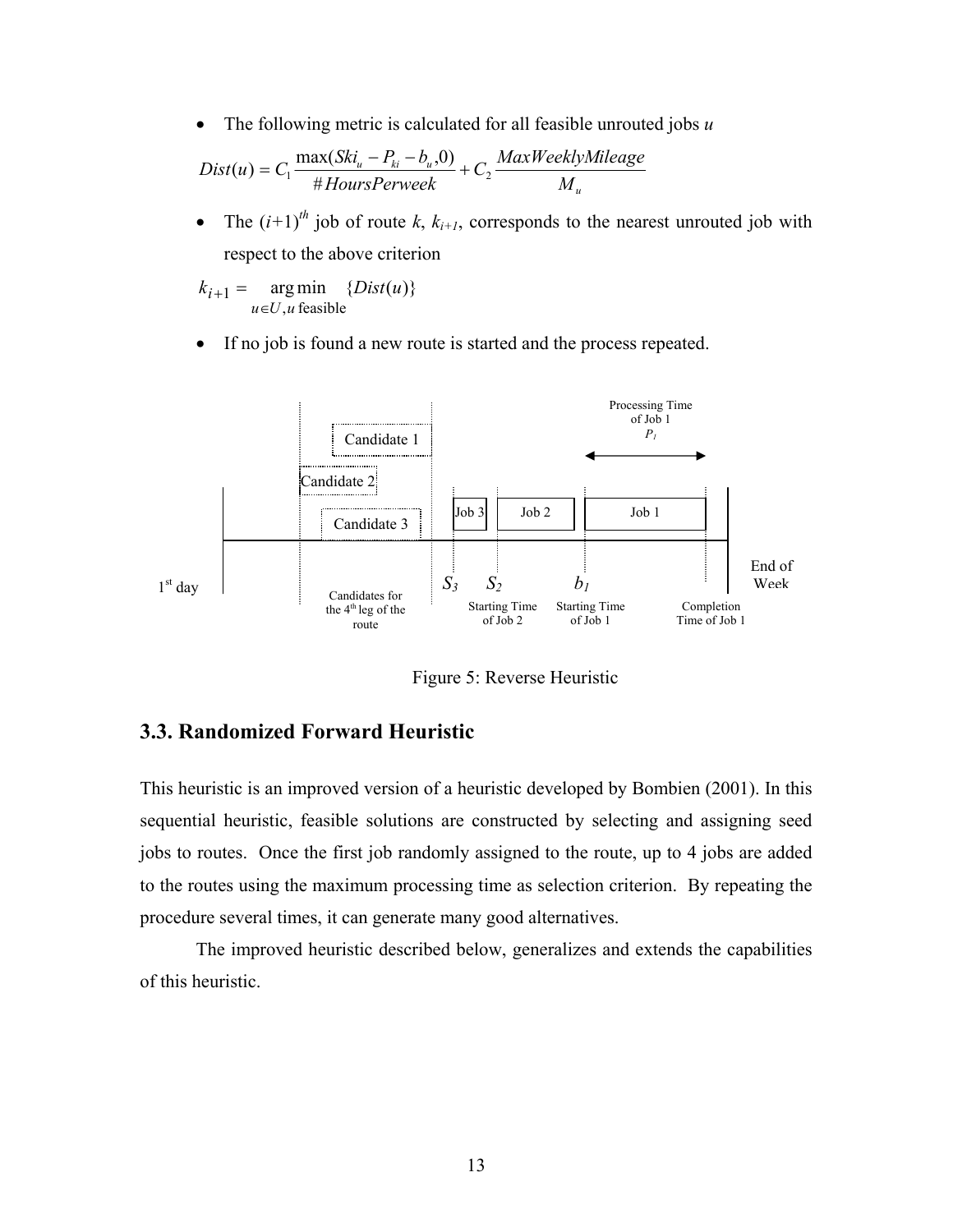- The following metric is calculated for all feasible unrouted jobs $u$

$$Dist(u) = C_1 \frac{\max(Ski_u - P_{ki} - b_u, 0)}{\#HoursPerweek} + C_2 \frac{MaxWeeklyMileage}{M_u}$$

- The $(i+1)^{th}$ job of route $k$, $k_{i+1}$, corresponds to the nearest unrouted job with respect to the above criterion

$$k_{i+1} = \underset{u \in U, u \text{ feasible}}{\arg\min} \{Dist(u)\}$$

- If no job is found a new route is started and the process repeated.

Figure 5: Reverse Heuristic

## 3.3. Randomized Forward Heuristic

This heuristic is an improved version of a heuristic developed by Bombien (2001). In this sequential heuristic, feasible solutions are constructed by selecting and assigning seed jobs to routes. Once the first job randomly assigned to the route, up to 4 jobs are added to the routes using the maximum processing time as selection criterion. By repeating the procedure several times, it can generate many good alternatives.

The improved heuristic described below, generalizes and extends the capabilities of this heuristic.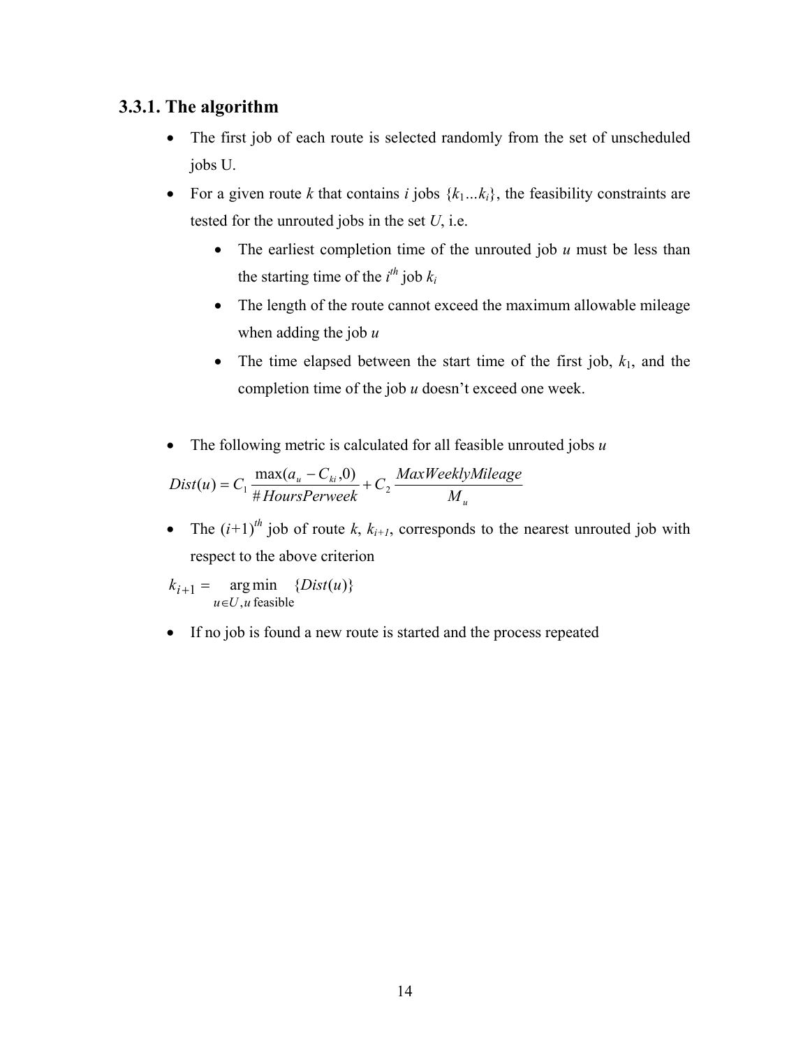### 3.3.1. The algorithm

- The first job of each route is selected randomly from the set of unscheduled jobs U.
- For a given route *k* that contains *i* jobs $\{k_1...k_i\}$, the feasibility constraints are tested for the unrouted jobs in the set *U*, i.e.
  - The earliest completion time of the unrouted job *u* must be less than the starting time of the $i^{th}$ job $k_i$
  - The length of the route cannot exceed the maximum allowable mileage when adding the job *u*
  - The time elapsed between the start time of the first job, $k_1$, and the completion time of the job *u* doesn't exceed one week.

- The following metric is calculated for all feasible unrouted jobs *u*

$$Dist(u) = C_1 \frac{\max(a_u - C_{ki}, 0)}{\#HoursPerweek} + C_2 \frac{MaxWeeklyMileage}{M_u}$$

- The $(i+1)^{th}$ job of route *k*, $k_{i+1}$, corresponds to the nearest unrouted job with respect to the above criterion

$$k_{i+1} = \underset{u \in U, u \text{ feasible}}{\arg\min} \{Dist(u)\}$$

- If no job is found a new route is started and the process repeated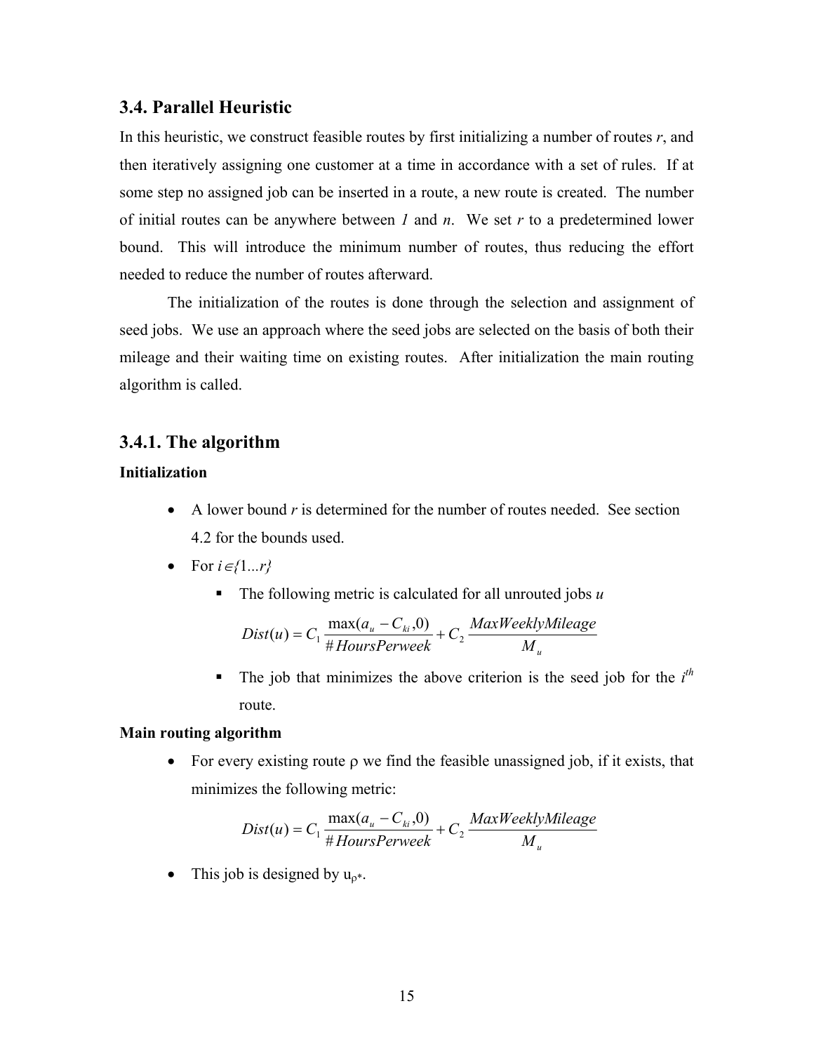## 3.4. Parallel Heuristic

In this heuristic, we construct feasible routes by first initializing a number of routes *r*, and then iteratively assigning one customer at a time in accordance with a set of rules. If at some step no assigned job can be inserted in a route, a new route is created. The number of initial routes can be anywhere between *1* and *n*. We set *r* to a predetermined lower bound. This will introduce the minimum number of routes, thus reducing the effort needed to reduce the number of routes afterward.

The initialization of the routes is done through the selection and assignment of seed jobs. We use an approach where the seed jobs are selected on the basis of both their mileage and their waiting time on existing routes. After initialization the main routing algorithm is called.

### 3.4.1. The algorithm

**Initialization**

- A lower bound *r* is determined for the number of routes needed. See section 4.2 for the bounds used.
- For $i \in \{1...r\}$
  - The following metric is calculated for all unrouted jobs *u*

    $$Dist(u) = C_1 \frac{\max(a_u - C_{ki}, 0)}{\#HoursPerweek} + C_2 \frac{MaxWeeklyMileage}{M_u}$$

  - The job that minimizes the above criterion is the seed job for the $i^{th}$ route.

**Main routing algorithm**

- For every existing route ρ we find the feasible unassigned job, if it exists, that minimizes the following metric:

  $$Dist(u) = C_1 \frac{\max(a_u - C_{ki}, 0)}{\#HoursPerweek} + C_2 \frac{MaxWeeklyMileage}{M_u}$$

- This job is designed by $u_{\rho*}$.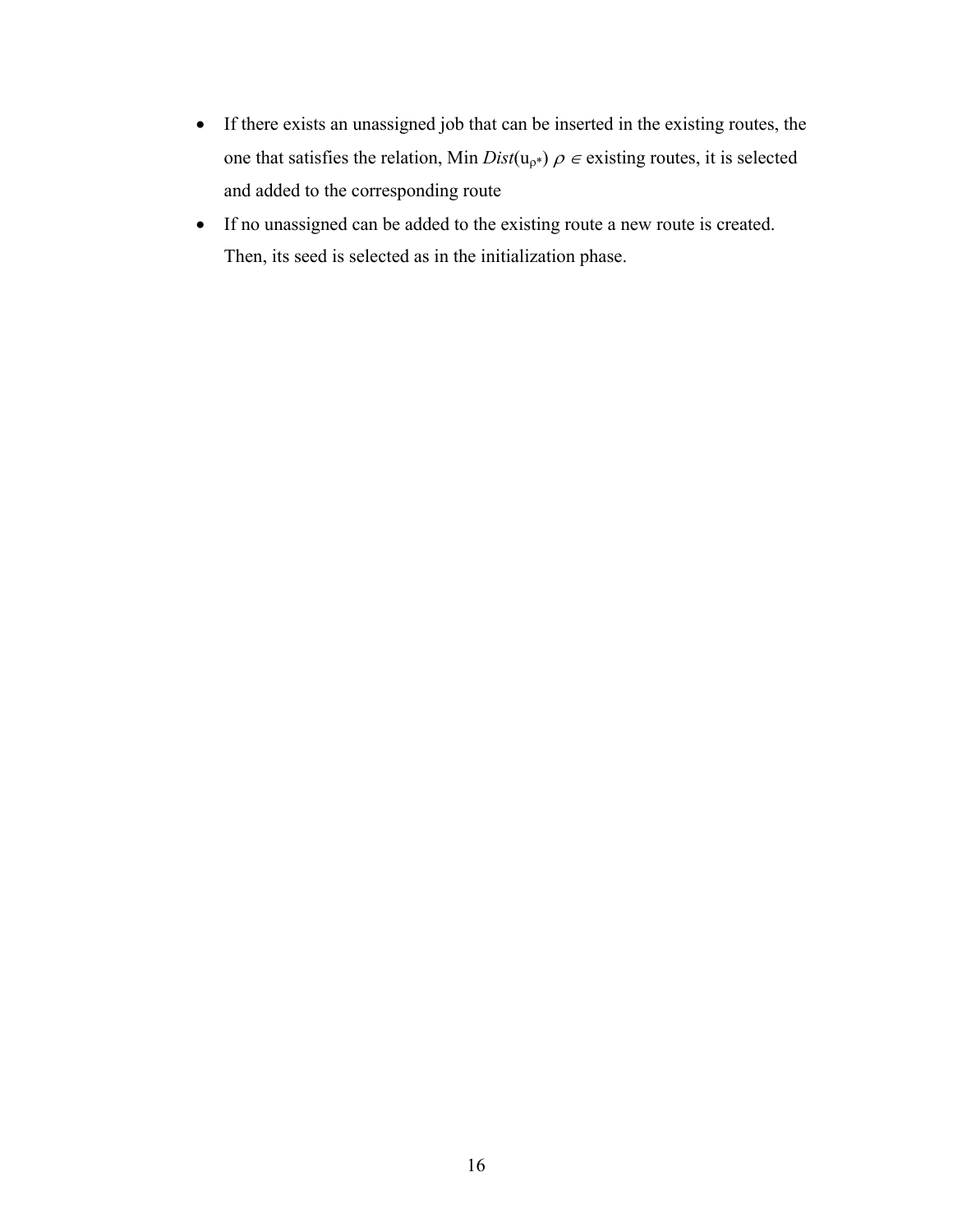- If there exists an unassigned job that can be inserted in the existing routes, the one that satisfies the relation, Min *Dist*($u_{\rho *}$) $\rho \in$ existing routes, it is selected and added to the corresponding route
- If no unassigned can be added to the existing route a new route is created. Then, its seed is selected as in the initialization phase.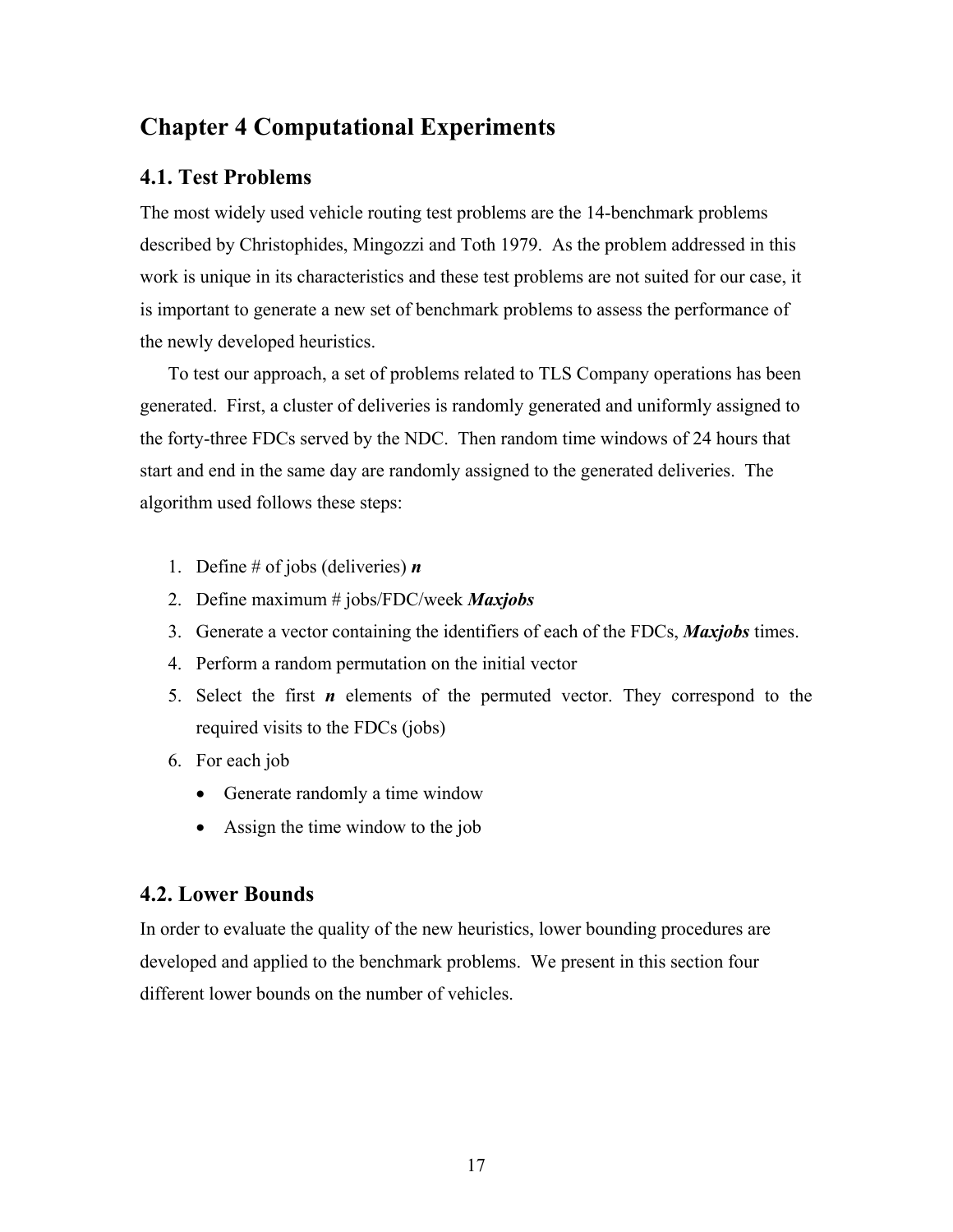# Chapter 4 Computational Experiments

## 4.1. Test Problems

The most widely used vehicle routing test problems are the 14-benchmark problems described by Christophides, Mingozzi and Toth 1979. As the problem addressed in this work is unique in its characteristics and these test problems are not suited for our case, it is important to generate a new set of benchmark problems to assess the performance of the newly developed heuristics.

To test our approach, a set of problems related to TLS Company operations has been generated. First, a cluster of deliveries is randomly generated and uniformly assigned to the forty-three FDCs served by the NDC. Then random time windows of 24 hours that start and end in the same day are randomly assigned to the generated deliveries. The algorithm used follows these steps:

1. Define # of jobs (deliveries) ***n***
2. Define maximum # jobs/FDC/week ***Maxjobs***
3. Generate a vector containing the identifiers of each of the FDCs, ***Maxjobs*** times.
4. Perform a random permutation on the initial vector
5. Select the first ***n*** elements of the permuted vector. They correspond to the required visits to the FDCs (jobs)
6. For each job
   - Generate randomly a time window
   - Assign the time window to the job

## 4.2. Lower Bounds

In order to evaluate the quality of the new heuristics, lower bounding procedures are developed and applied to the benchmark problems. We present in this section four different lower bounds on the number of vehicles.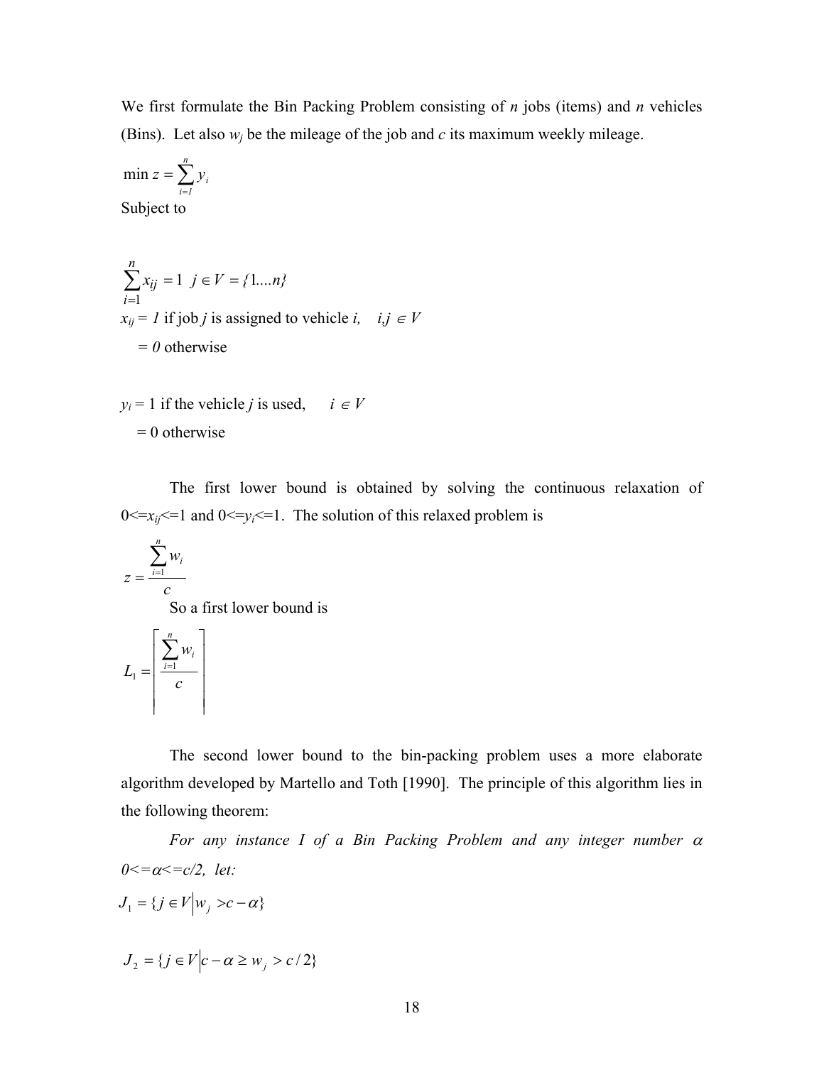We first formulate the Bin Packing Problem consisting of $n$ jobs (items) and $n$ vehicles (Bins). Let also $w_j$ be the mileage of the job and $c$ its maximum weekly mileage.

$$\min z = \sum_{i=1}^{n} y_i$$

Subject to

$$\sum_{i=1}^{n} x_{ij} = 1 \quad j \in V = \{1....n\}$$

$x_{ij} = 1$ if job $j$ is assigned to vehicle $i$, $\quad i,j \in V$

$\quad = 0$ otherwise

$y_i = 1$ if the vehicle $j$ is used, $\quad i \in V$

$\quad = 0$ otherwise

The first lower bound is obtained by solving the continuous relaxation of $0<=x_{ij}<=1$ and $0<=y_i<=1$. The solution of this relaxed problem is

$$z = \frac{\sum_{i=1}^{n} w_i}{c}$$

So a first lower bound is

$$L_1 = \left\lceil \frac{\sum_{i=1}^{n} w_i}{c} \right\rceil$$

The second lower bound to the bin-packing problem uses a more elaborate algorithm developed by Martello and Toth [1990]. The principle of this algorithm lies in the following theorem:

*For any instance I of a Bin Packing Problem and any integer number $\alpha$ $0<=\alpha<=c/2$, let:*

$$J_1 = \{ j \in V | w_j > c - \alpha \}$$

$$J_2 = \{ j \in V | c - \alpha \geq w_j > c/2 \}$$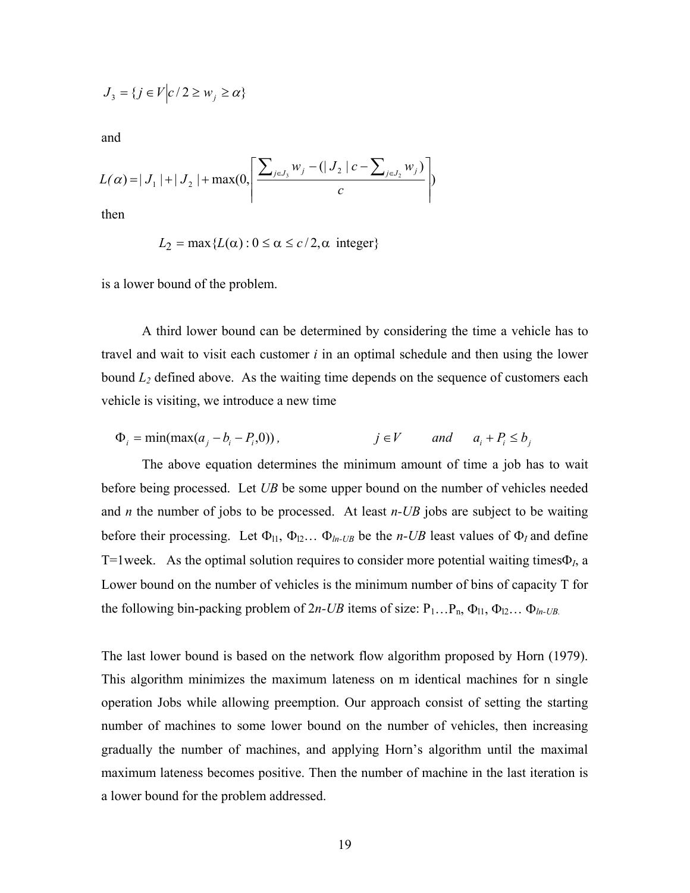$$J_3 = \{j \in V \mid c/2 \geq w_j \geq \alpha\}$$

and

$$L(\alpha) = |J_1| + |J_2| + \max(0, \left\lceil \frac{\sum_{j \in J_3} w_j - (|J_2|c - \sum_{j \in J_2} w_j)}{c} \right\rceil)$$

then

$$L_2 = \max\{L(\alpha) : 0 \leq \alpha \leq c/2, \alpha \text{ integer}\}$$

is a lower bound of the problem.

A third lower bound can be determined by considering the time a vehicle has to travel and wait to visit each customer $i$ in an optimal schedule and then using the lower bound $L_2$ defined above. As the waiting time depends on the sequence of customers each vehicle is visiting, we introduce a new time

$$\Phi_i = \min(\max(a_j - b_i - P_i, 0)), \qquad j \in V \quad and \quad a_i + P_i \leq b_j$$

The above equation determines the minimum amount of time a job has to wait before being processed. Let *UB* be some upper bound on the number of vehicles needed and $n$ the number of jobs to be processed. At least *n-UB* jobs are subject to be waiting before their processing. Let $\Phi_{l1}, \Phi_{l2} \ldots \Phi_{ln-UB}$ be the *n-UB* least values of $\Phi_I$ and define T=1week. As the optimal solution requires to consider more potential waiting times$\Phi_I$, a Lower bound on the number of vehicles is the minimum number of bins of capacity T for the following bin-packing problem of 2*n-UB* items of size: $P_1 \ldots P_n$, $\Phi_{l1}, \Phi_{l2} \ldots \Phi_{ln-UB}$.

The last lower bound is based on the network flow algorithm proposed by Horn (1979). This algorithm minimizes the maximum lateness on m identical machines for n single operation Jobs while allowing preemption. Our approach consist of setting the starting number of machines to some lower bound on the number of vehicles, then increasing gradually the number of machines, and applying Horn's algorithm until the maximal maximum lateness becomes positive. Then the number of machine in the last iteration is a lower bound for the problem addressed.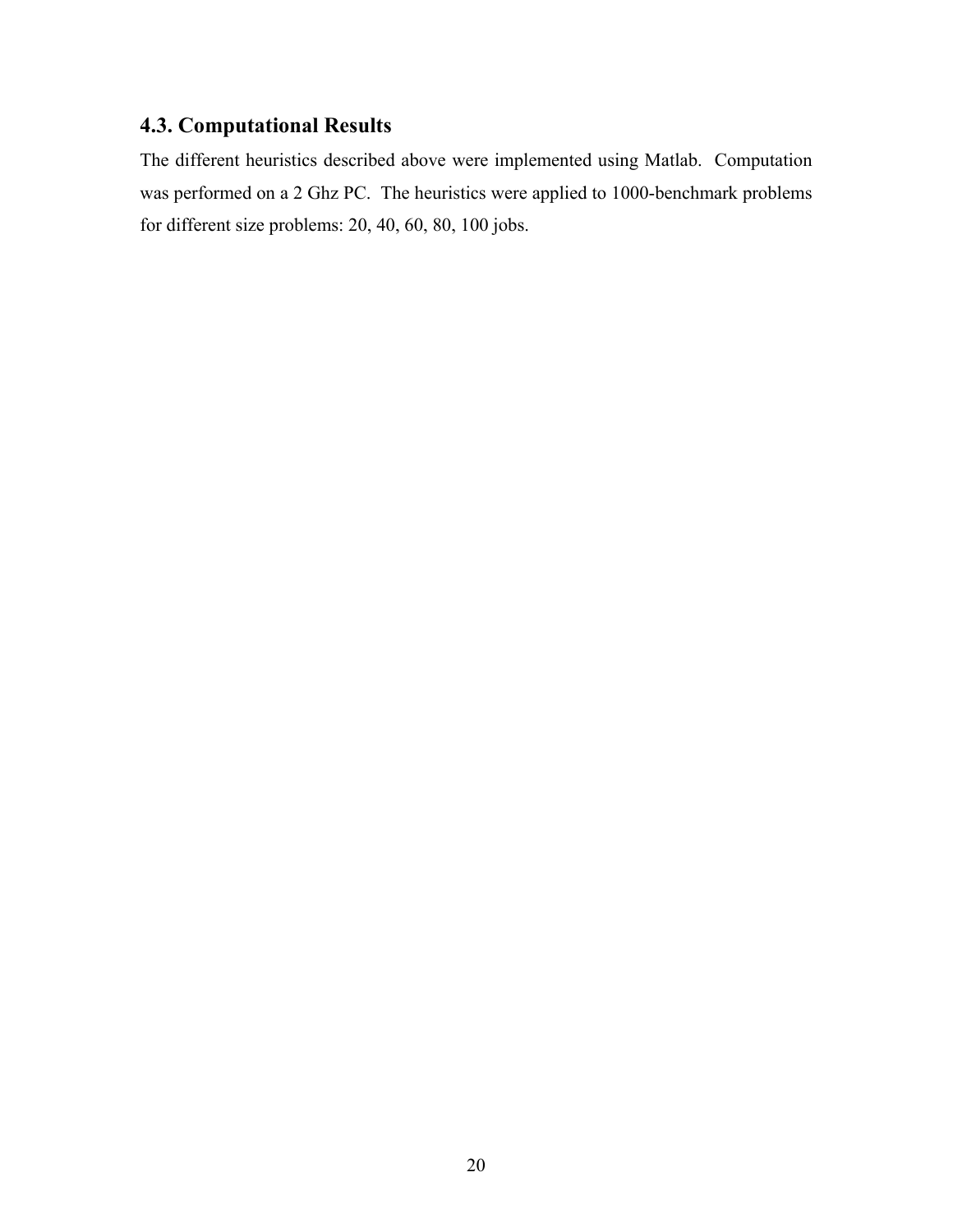### 4.3. Computational Results

The different heuristics described above were implemented using Matlab. Computation was performed on a 2 Ghz PC. The heuristics were applied to 1000-benchmark problems for different size problems: 20, 40, 60, 80, 100 jobs.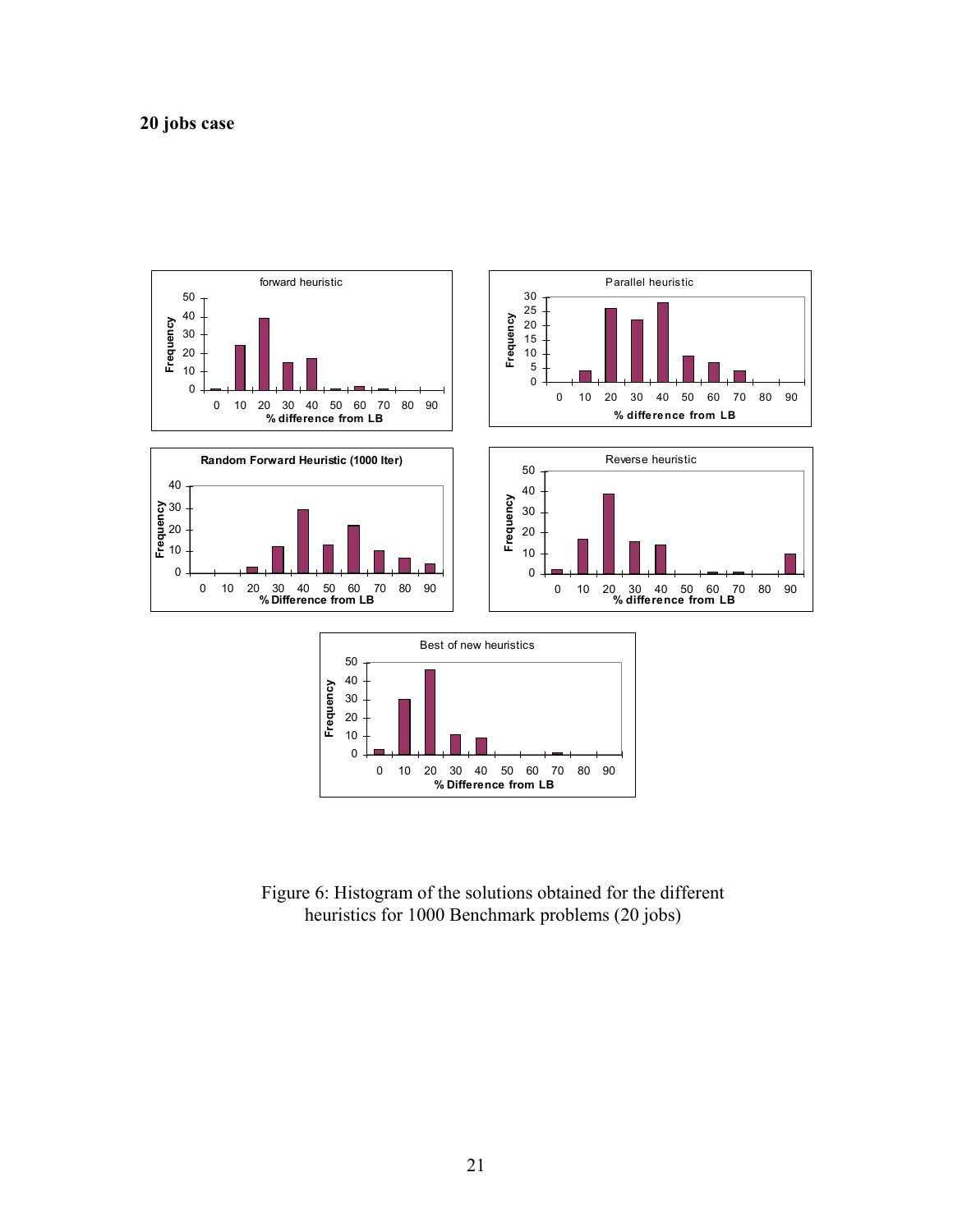**20 jobs case**

Figure 6: Histogram of the solutions obtained for the different heuristics for 1000 Benchmark problems (20 jobs)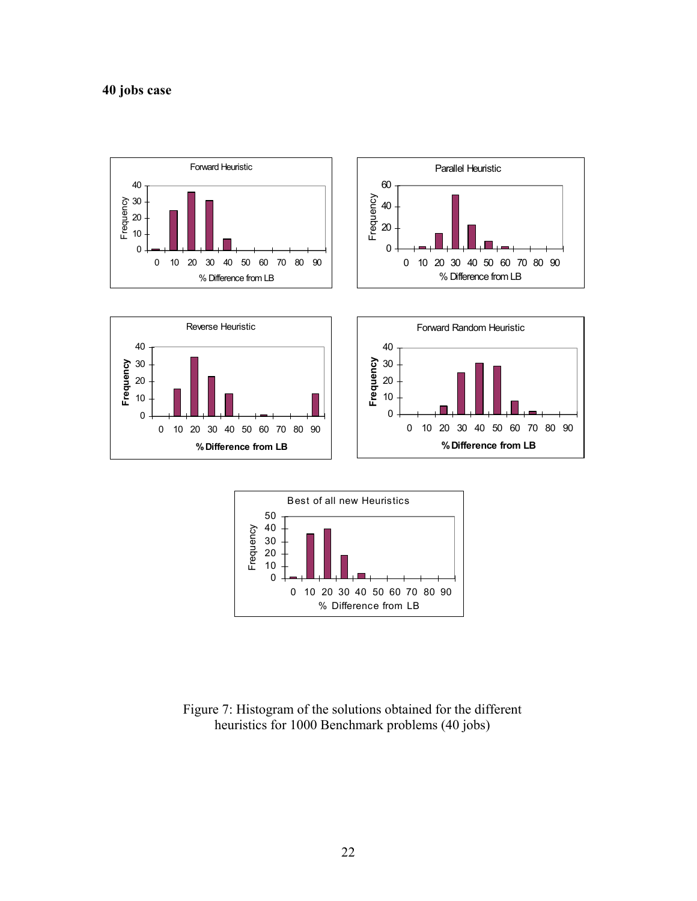**40 jobs case**

Figure 7: Histogram of the solutions obtained for the different heuristics for 1000 Benchmark problems (40 jobs)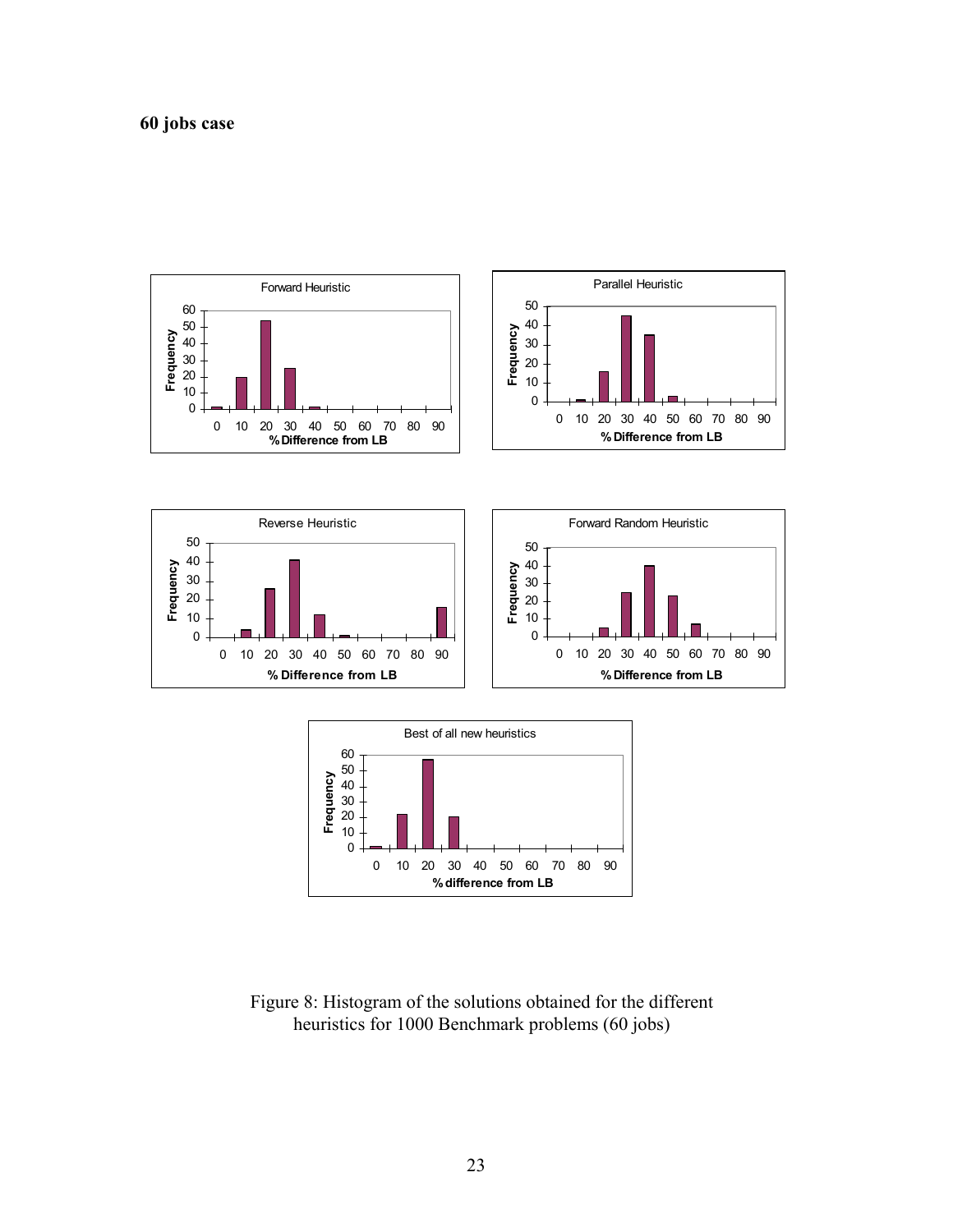**60 jobs case**

Figure 8: Histogram of the solutions obtained for the different heuristics for 1000 Benchmark problems (60 jobs)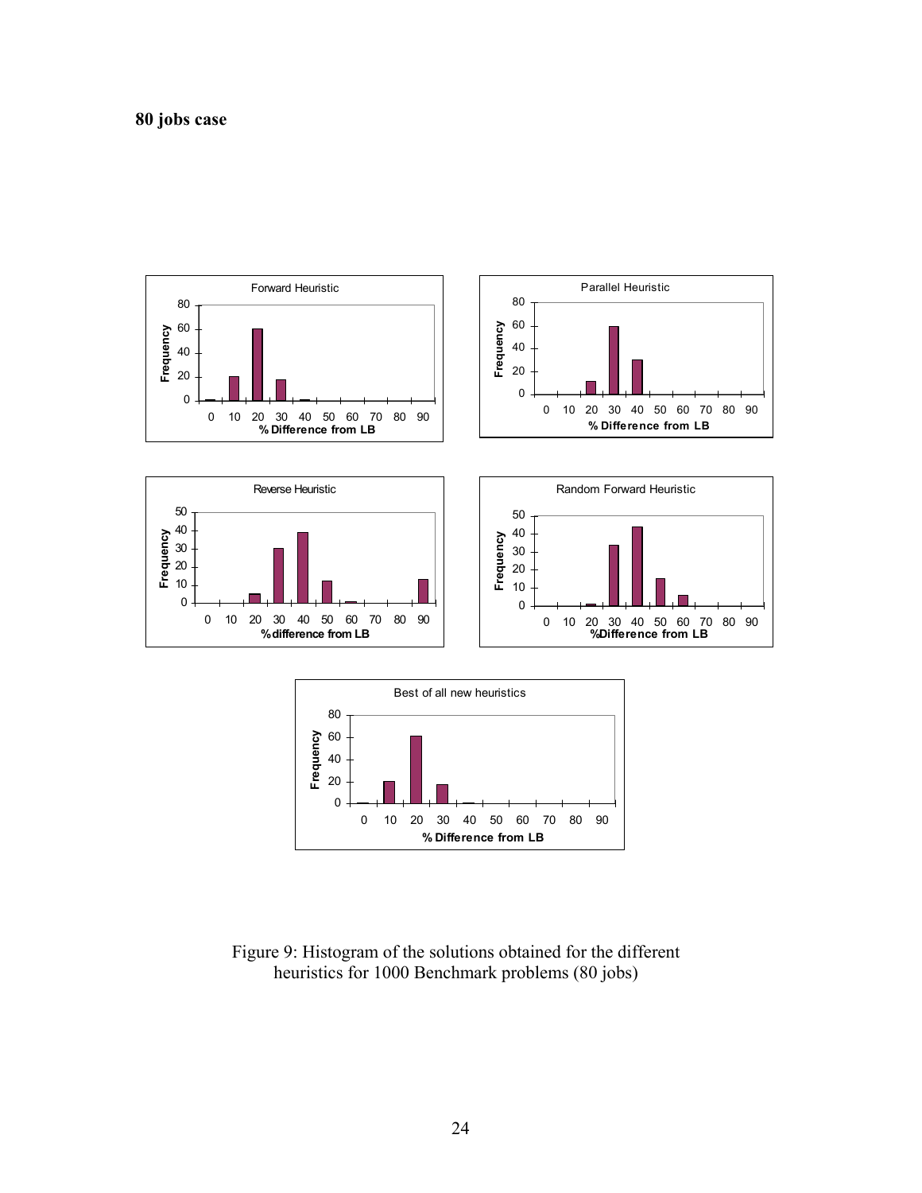**80 jobs case**

Figure 9: Histogram of the solutions obtained for the different heuristics for 1000 Benchmark problems (80 jobs)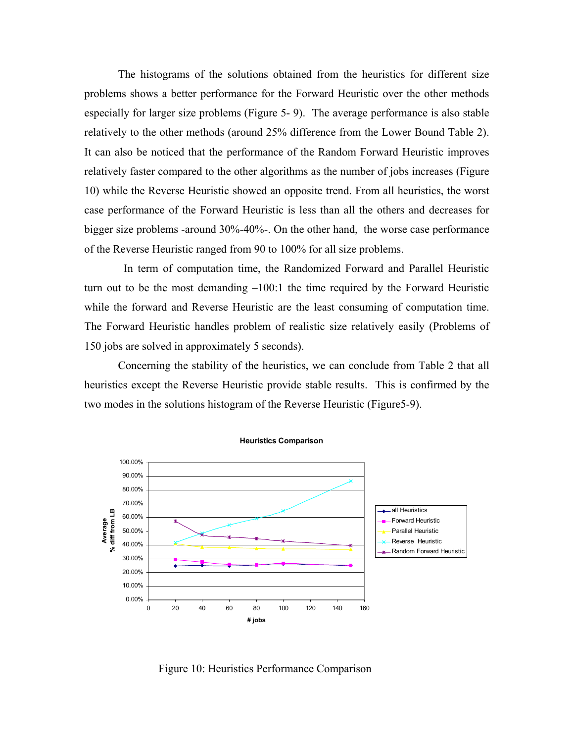The histograms of the solutions obtained from the heuristics for different size problems shows a better performance for the Forward Heuristic over the other methods especially for larger size problems (Figure 5- 9). The average performance is also stable relatively to the other methods (around 25% difference from the Lower Bound Table 2). It can also be noticed that the performance of the Random Forward Heuristic improves relatively faster compared to the other algorithms as the number of jobs increases (Figure 10) while the Reverse Heuristic showed an opposite trend. From all heuristics, the worst case performance of the Forward Heuristic is less than all the others and decreases for bigger size problems -around 30%-40%-. On the other hand, the worse case performance of the Reverse Heuristic ranged from 90 to 100% for all size problems.

In term of computation time, the Randomized Forward and Parallel Heuristic turn out to be the most demanding –100:1 the time required by the Forward Heuristic while the forward and Reverse Heuristic are the least consuming of computation time. The Forward Heuristic handles problem of realistic size relatively easily (Problems of 150 jobs are solved in approximately 5 seconds).

Concerning the stability of the heuristics, we can conclude from Table 2 that all heuristics except the Reverse Heuristic provide stable results. This is confirmed by the two modes in the solutions histogram of the Reverse Heuristic (Figure5-9).

Figure 10: Heuristics Performance Comparison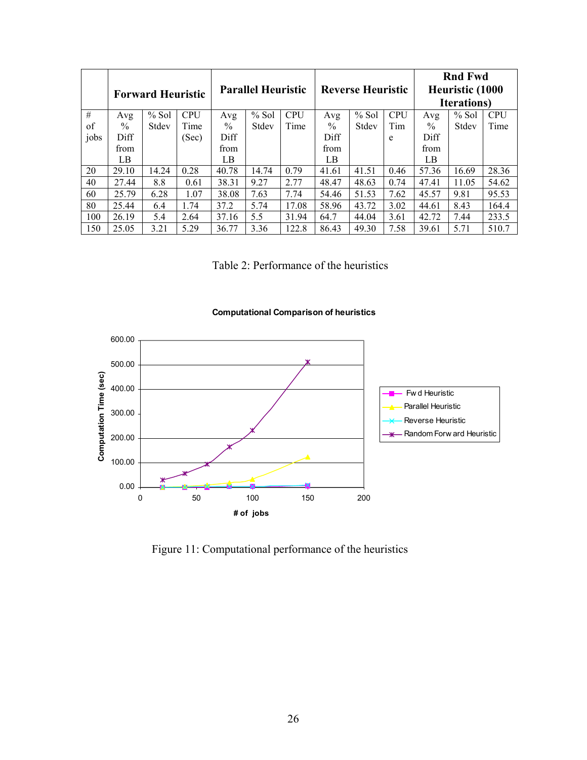|  | Forward Heuristic | | | Parallel Heuristic | | | Reverse Heuristic | | | Rnd Fwd Heuristic (1000 Iterations) | | |
|---|---|---|---|---|---|---|---|---|---|---|---|---|
| # of jobs | Avg % Diff from LB | % Sol Stdev | CPU Time (Sec) | Avg % Diff from LB | % Sol Stdev | CPU Time | Avg % Diff from LB | % Sol Stdev | CPU Time | Avg % Diff from LB | % Sol Stdev | CPU Time |
| 20 | 29.10 | 14.24 | 0.28 | 40.78 | 14.74 | 0.79 | 41.61 | 41.51 | 0.46 | 57.36 | 16.69 | 28.36 |
| 40 | 27.44 | 8.8 | 0.61 | 38.31 | 9.27 | 2.77 | 48.47 | 48.63 | 0.74 | 47.41 | 11.05 | 54.62 |
| 60 | 25.79 | 6.28 | 1.07 | 38.08 | 7.63 | 7.74 | 54.46 | 51.53 | 7.62 | 45.57 | 9.81 | 95.53 |
| 80 | 25.44 | 6.4 | 1.74 | 37.2 | 5.74 | 17.08 | 58.96 | 43.72 | 3.02 | 44.61 | 8.43 | 164.4 |
| 100 | 26.19 | 5.4 | 2.64 | 37.16 | 5.5 | 31.94 | 64.7 | 44.04 | 3.61 | 42.72 | 7.44 | 233.5 |
| 150 | 25.05 | 3.21 | 5.29 | 36.77 | 3.36 | 122.8 | 86.43 | 49.30 | 7.58 | 39.61 | 5.71 | 510.7 |

Table 2: Performance of the heuristics

Figure 11: Computational performance of the heuristics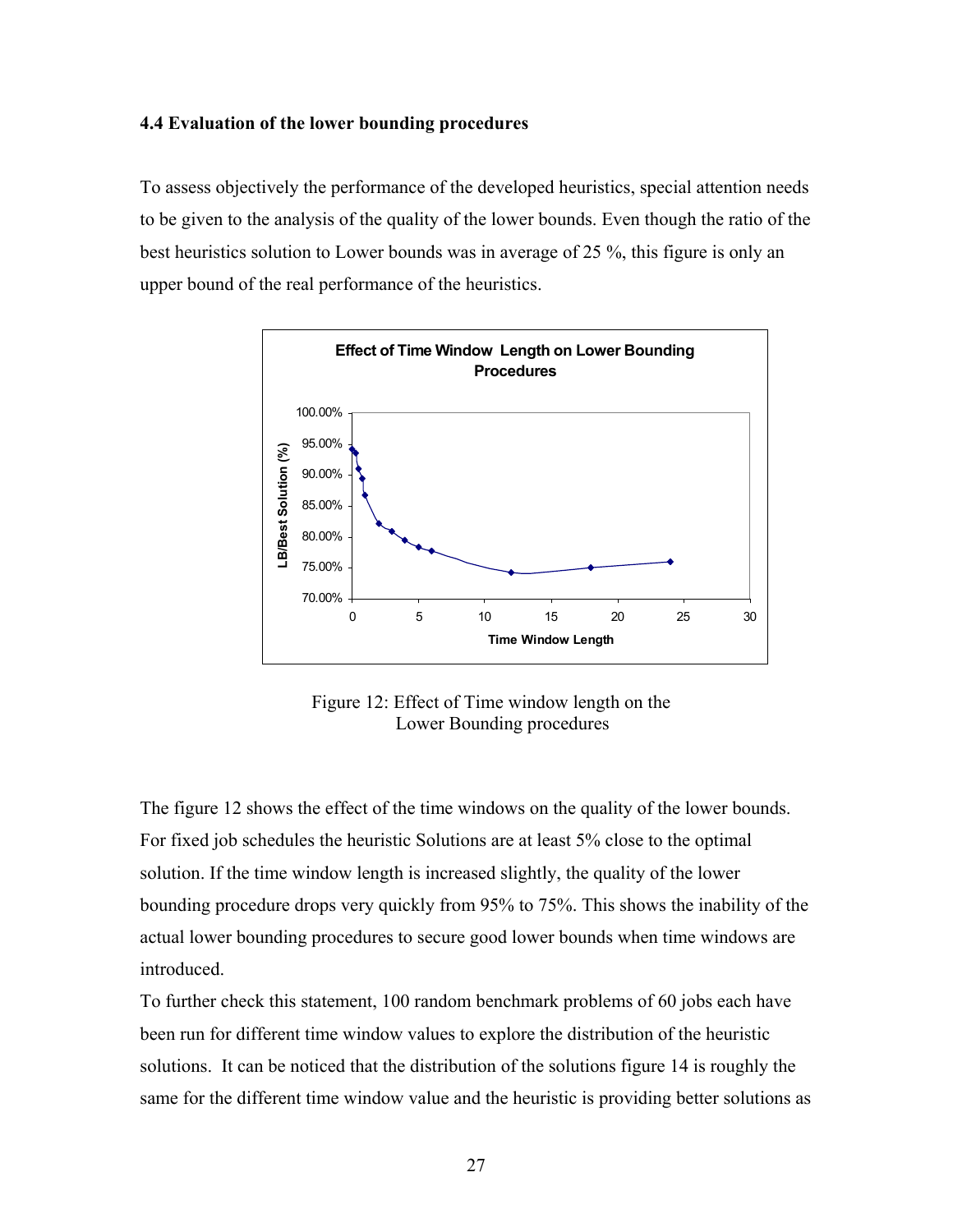### 4.4 Evaluation of the lower bounding procedures

To assess objectively the performance of the developed heuristics, special attention needs to be given to the analysis of the quality of the lower bounds. Even though the ratio of the best heuristics solution to Lower bounds was in average of 25 %, this figure is only an upper bound of the real performance of the heuristics.

Figure 12: Effect of Time window length on the Lower Bounding procedures

The figure 12 shows the effect of the time windows on the quality of the lower bounds. For fixed job schedules the heuristic Solutions are at least 5% close to the optimal solution. If the time window length is increased slightly, the quality of the lower bounding procedure drops very quickly from 95% to 75%. This shows the inability of the actual lower bounding procedures to secure good lower bounds when time windows are introduced.

To further check this statement, 100 random benchmark problems of 60 jobs each have been run for different time window values to explore the distribution of the heuristic solutions. It can be noticed that the distribution of the solutions figure 14 is roughly the same for the different time window value and the heuristic is providing better solutions as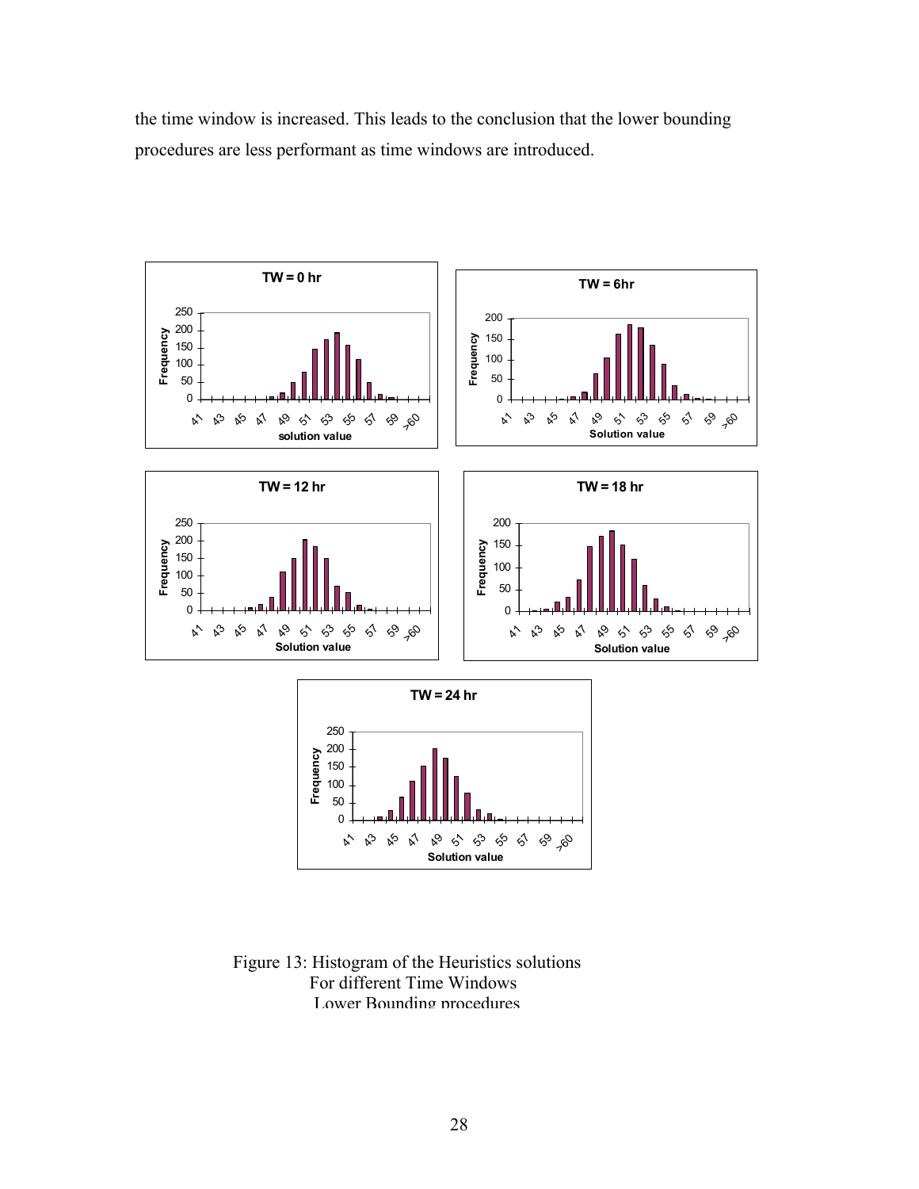the time window is increased. This leads to the conclusion that the lower bounding procedures are less performant as time windows are introduced.

Figure 13: Histogram of the Heuristics solutions
For different Time Windows
Lower Bounding procedures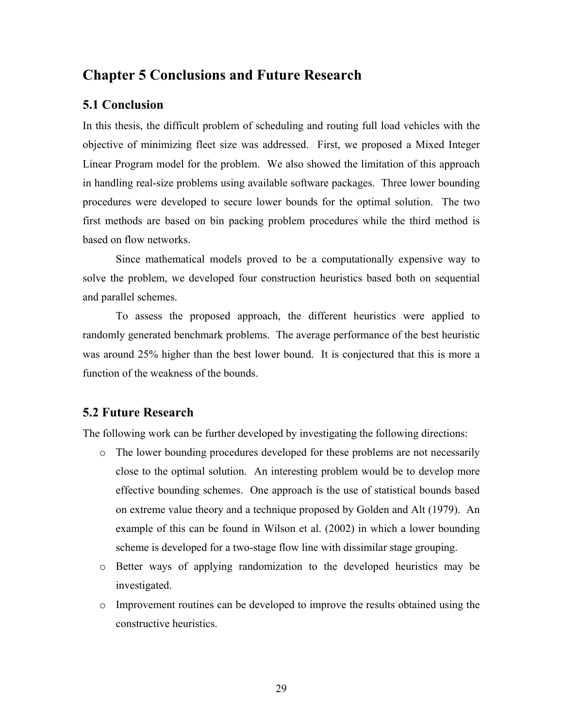# Chapter 5 Conclusions and Future Research

## 5.1 Conclusion

In this thesis, the difficult problem of scheduling and routing full load vehicles with the objective of minimizing fleet size was addressed. First, we proposed a Mixed Integer Linear Program model for the problem. We also showed the limitation of this approach in handling real-size problems using available software packages. Three lower bounding procedures were developed to secure lower bounds for the optimal solution. The two first methods are based on bin packing problem procedures while the third method is based on flow networks.

Since mathematical models proved to be a computationally expensive way to solve the problem, we developed four construction heuristics based both on sequential and parallel schemes.

To assess the proposed approach, the different heuristics were applied to randomly generated benchmark problems. The average performance of the best heuristic was around 25% higher than the best lower bound. It is conjectured that this is more a function of the weakness of the bounds.

## 5.2 Future Research

The following work can be further developed by investigating the following directions:

- The lower bounding procedures developed for these problems are not necessarily close to the optimal solution. An interesting problem would be to develop more effective bounding schemes. One approach is the use of statistical bounds based on extreme value theory and a technique proposed by Golden and Alt (1979). An example of this can be found in Wilson et al. (2002) in which a lower bounding scheme is developed for a two-stage flow line with dissimilar stage grouping.
- Better ways of applying randomization to the developed heuristics may be investigated.
- Improvement routines can be developed to improve the results obtained using the constructive heuristics.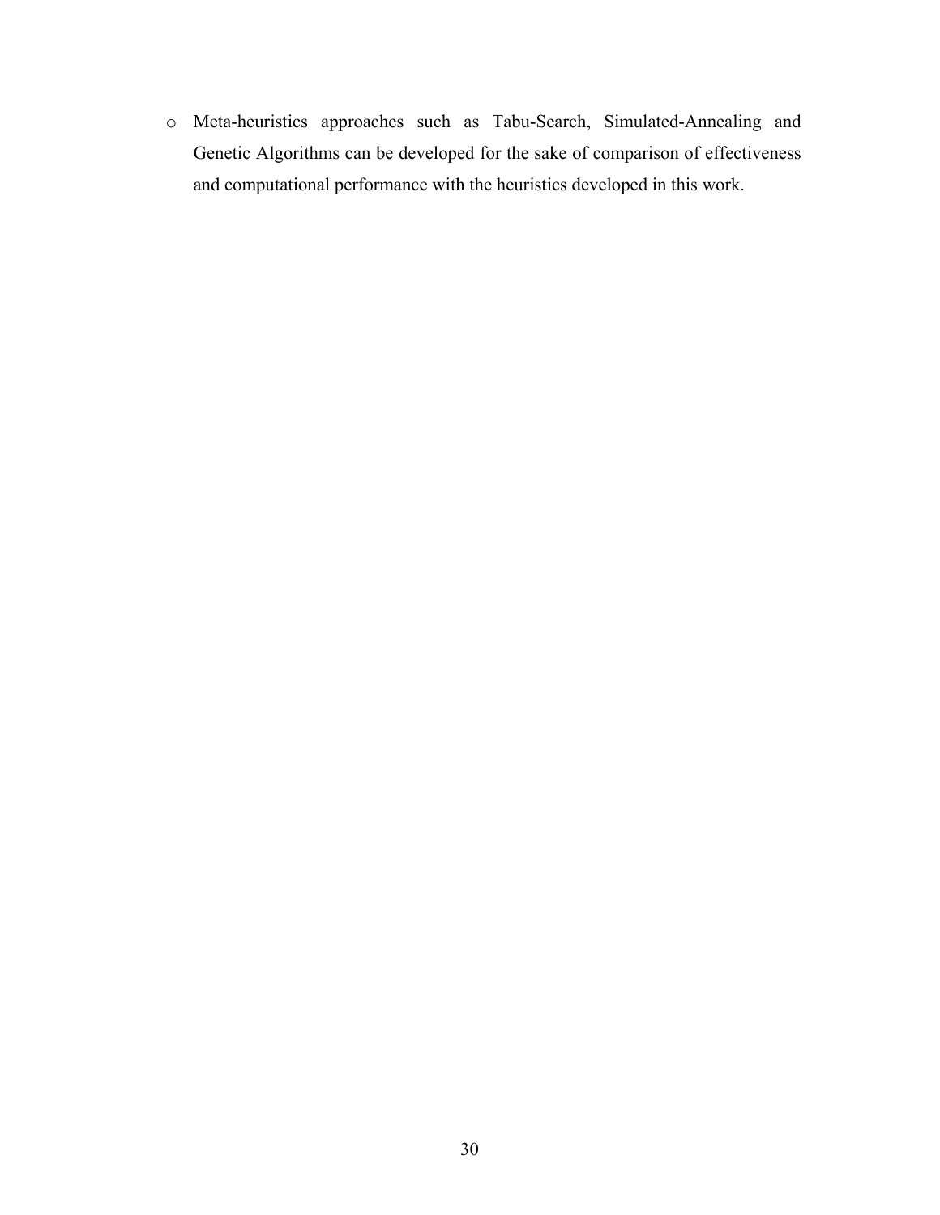- Meta-heuristics approaches such as Tabu-Search, Simulated-Annealing and Genetic Algorithms can be developed for the sake of comparison of effectiveness and computational performance with the heuristics developed in this work.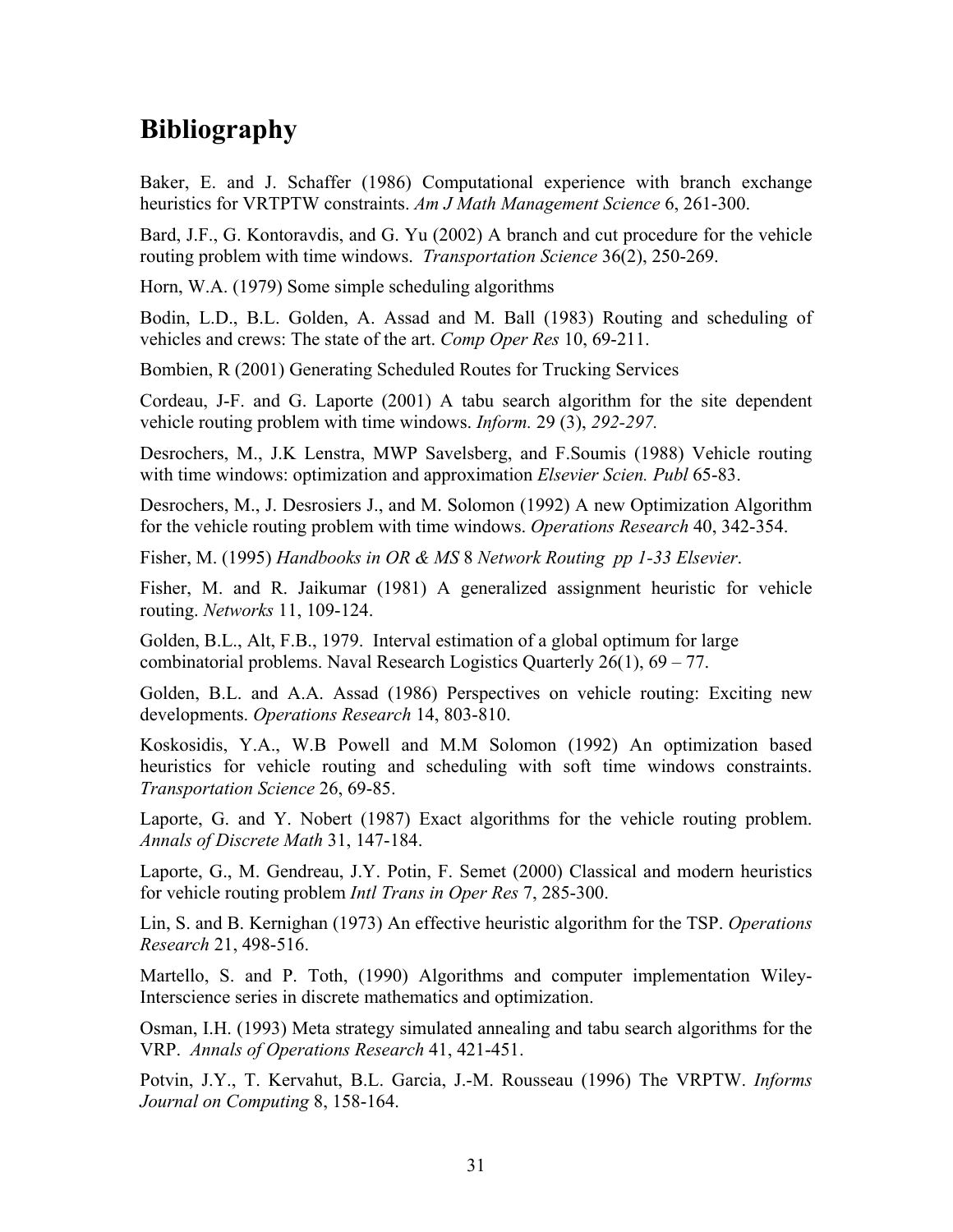# Bibliography

Baker, E. and J. Schaffer (1986) Computational experience with branch exchange heuristics for VRTPTW constraints. *Am J Math Management Science* 6, 261-300.

Bard, J.F., G. Kontoravdis, and G. Yu (2002) A branch and cut procedure for the vehicle routing problem with time windows. *Transportation Science* 36(2), 250-269.

Horn, W.A. (1979) Some simple scheduling algorithms

Bodin, L.D., B.L. Golden, A. Assad and M. Ball (1983) Routing and scheduling of vehicles and crews: The state of the art. *Comp Oper Res* 10, 69-211.

Bombien, R (2001) Generating Scheduled Routes for Trucking Services

Cordeau, J-F. and G. Laporte (2001) A tabu search algorithm for the site dependent vehicle routing problem with time windows. *Inform.* 29 (3), *292-297.*

Desrochers, M., J.K Lenstra, MWP Savelsberg, and F.Soumis (1988) Vehicle routing with time windows: optimization and approximation *Elsevier Scien. Publ* 65-83.

Desrochers, M., J. Desrosiers J., and M. Solomon (1992) A new Optimization Algorithm for the vehicle routing problem with time windows. *Operations Research* 40, 342-354.

Fisher, M. (1995) *Handbooks in OR & MS* 8 *Network Routing pp 1-33 Elsevier*.

Fisher, M. and R. Jaikumar (1981) A generalized assignment heuristic for vehicle routing. *Networks* 11, 109-124.

Golden, B.L., Alt, F.B., 1979. Interval estimation of a global optimum for large combinatorial problems. Naval Research Logistics Quarterly 26(1), 69 – 77.

Golden, B.L. and A.A. Assad (1986) Perspectives on vehicle routing: Exciting new developments. *Operations Research* 14, 803-810.

Koskosidis, Y.A., W.B Powell and M.M Solomon (1992) An optimization based heuristics for vehicle routing and scheduling with soft time windows constraints. *Transportation Science* 26, 69-85.

Laporte, G. and Y. Nobert (1987) Exact algorithms for the vehicle routing problem. *Annals of Discrete Math* 31, 147-184.

Laporte, G., M. Gendreau, J.Y. Potin, F. Semet (2000) Classical and modern heuristics for vehicle routing problem *Intl Trans in Oper Res* 7, 285-300.

Lin, S. and B. Kernighan (1973) An effective heuristic algorithm for the TSP. *Operations Research* 21, 498-516.

Martello, S. and P. Toth, (1990) Algorithms and computer implementation Wiley-Interscience series in discrete mathematics and optimization.

Osman, I.H. (1993) Meta strategy simulated annealing and tabu search algorithms for the VRP. *Annals of Operations Research* 41, 421-451.

Potvin, J.Y., T. Kervahut, B.L. Garcia, J.-M. Rousseau (1996) The VRPTW. *Informs Journal on Computing* 8, 158-164.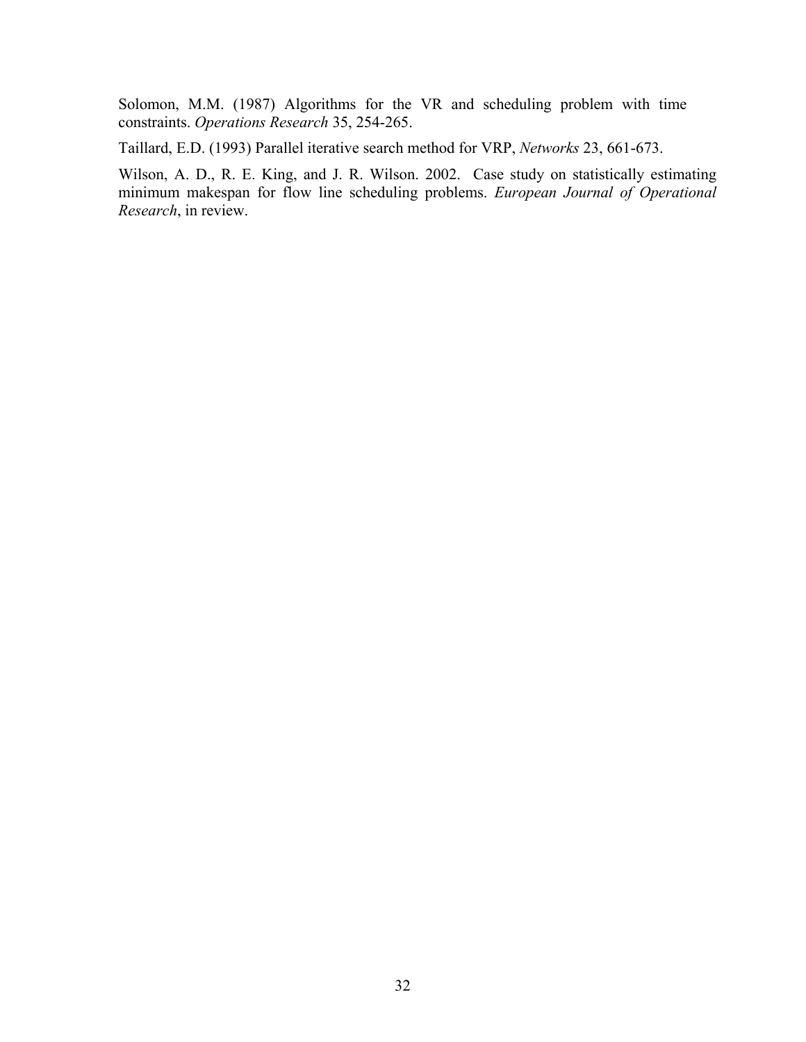Solomon, M.M. (1987) Algorithms for the VR and scheduling problem with time constraints. *Operations Research* 35, 254-265.

Taillard, E.D. (1993) Parallel iterative search method for VRP, *Networks* 23, 661-673.

Wilson, A. D., R. E. King, and J. R. Wilson. 2002. Case study on statistically estimating minimum makespan for flow line scheduling problems. *European Journal of Operational Research*, in review.